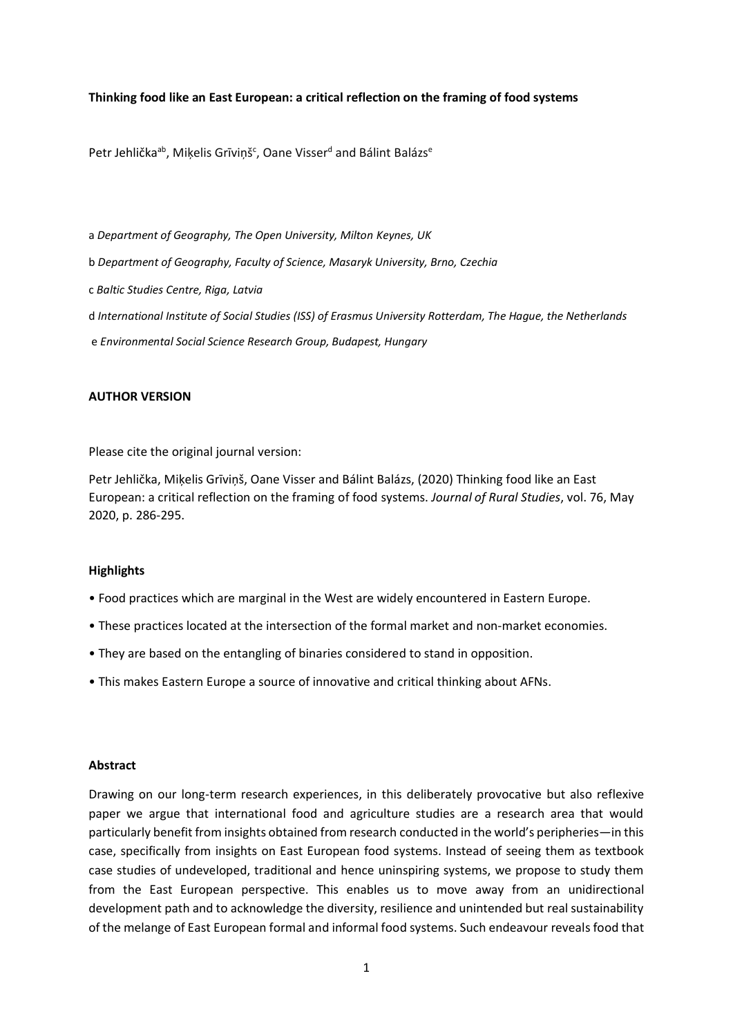**Thinking food like an East European: a critical reflection on the framing of food systems**

Petr Jehlička[ab], Miķelis Grīviņš[c], Oane Visser[d] and Bálint Balázs[e]

a *Department of Geography, The Open University, Milton Keynes, UK*

b *Department of Geography, Faculty of Science, Masaryk University, Brno, Czechia*

c *Baltic Studies Centre, Riga, Latvia*

d *International Institute of Social Studies (ISS) of Erasmus University Rotterdam, The Hague, the Netherlands*

e *Environmental Social Science Research Group, Budapest, Hungary*

**AUTHOR VERSION**

Please cite the original journal version:

Petr Jehlička, Miķelis Grīviņš, Oane Visser and Bálint Balázs, (2020) Thinking food like an East European: a critical reflection on the framing of food systems. *Journal of Rural Studies*, vol. 76, May 2020, p. 286-295.

**Highlights**

- Food practices which are marginal in the West are widely encountered in Eastern Europe.
- These practices located at the intersection of the formal market and non-market economies.
- They are based on the entangling of binaries considered to stand in opposition.
- This makes Eastern Europe a source of innovative and critical thinking about AFNs.

**Abstract**

Drawing on our long-term research experiences, in this deliberately provocative but also reflexive paper we argue that international food and agriculture studies are a research area that would particularly benefit from insights obtained from research conducted in the world's peripheries—in this case, specifically from insights on East European food systems. Instead of seeing them as textbook case studies of undeveloped, traditional and hence uninspiring systems, we propose to study them from the East European perspective. This enables us to move away from an unidirectional development path and to acknowledge the diversity, resilience and unintended but real sustainability of the melange of East European formal and informal food systems. Such endeavour reveals food that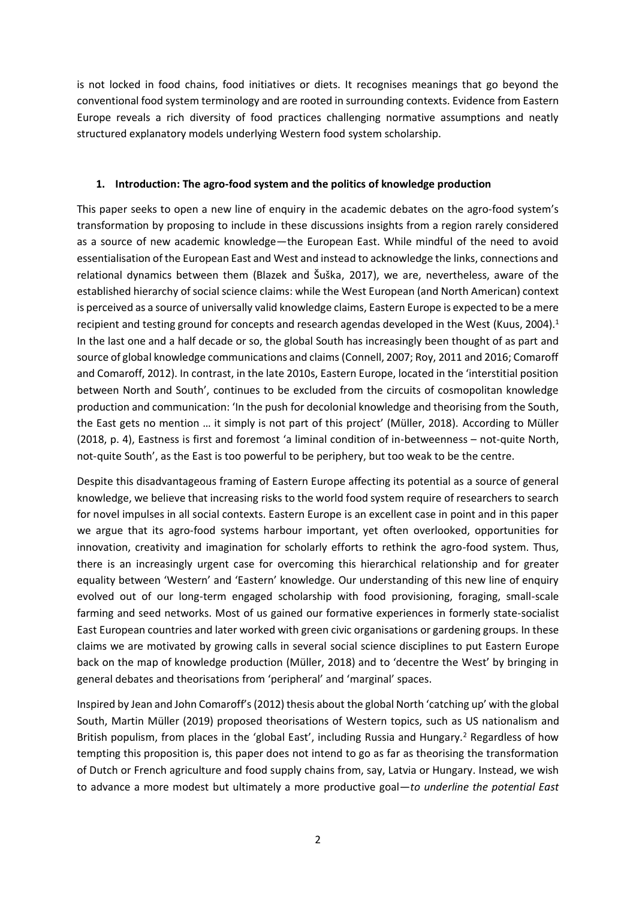is not locked in food chains, food initiatives or diets. It recognises meanings that go beyond the conventional food system terminology and are rooted in surrounding contexts. Evidence from Eastern Europe reveals a rich diversity of food practices challenging normative assumptions and neatly structured explanatory models underlying Western food system scholarship.

## 1. Introduction: The agro-food system and the politics of knowledge production

This paper seeks to open a new line of enquiry in the academic debates on the agro-food system's transformation by proposing to include in these discussions insights from a region rarely considered as a source of new academic knowledge—the European East. While mindful of the need to avoid essentialisation of the European East and West and instead to acknowledge the links, connections and relational dynamics between them (Blazek and Šuška, 2017), we are, nevertheless, aware of the established hierarchy of social science claims: while the West European (and North American) context is perceived as a source of universally valid knowledge claims, Eastern Europe is expected to be a mere recipient and testing ground for concepts and research agendas developed in the West (Kuus, 2004).[1] In the last one and a half decade or so, the global South has increasingly been thought of as part and source of global knowledge communications and claims (Connell, 2007; Roy, 2011 and 2016; Comaroff and Comaroff, 2012). In contrast, in the late 2010s, Eastern Europe, located in the 'interstitial position between North and South', continues to be excluded from the circuits of cosmopolitan knowledge production and communication: 'In the push for decolonial knowledge and theorising from the South, the East gets no mention … it simply is not part of this project' (Müller, 2018). According to Müller (2018, p. 4), Eastness is first and foremost 'a liminal condition of in-betweenness – not-quite North, not-quite South', as the East is too powerful to be periphery, but too weak to be the centre.

Despite this disadvantageous framing of Eastern Europe affecting its potential as a source of general knowledge, we believe that increasing risks to the world food system require of researchers to search for novel impulses in all social contexts. Eastern Europe is an excellent case in point and in this paper we argue that its agro-food systems harbour important, yet often overlooked, opportunities for innovation, creativity and imagination for scholarly efforts to rethink the agro-food system. Thus, there is an increasingly urgent case for overcoming this hierarchical relationship and for greater equality between 'Western' and 'Eastern' knowledge. Our understanding of this new line of enquiry evolved out of our long-term engaged scholarship with food provisioning, foraging, small-scale farming and seed networks. Most of us gained our formative experiences in formerly state-socialist East European countries and later worked with green civic organisations or gardening groups. In these claims we are motivated by growing calls in several social science disciplines to put Eastern Europe back on the map of knowledge production (Müller, 2018) and to 'decentre the West' by bringing in general debates and theorisations from 'peripheral' and 'marginal' spaces.

Inspired by Jean and John Comaroff's (2012) thesis about the global North 'catching up' with the global South, Martin Müller (2019) proposed theorisations of Western topics, such as US nationalism and British populism, from places in the 'global East', including Russia and Hungary.[2] Regardless of how tempting this proposition is, this paper does not intend to go as far as theorising the transformation of Dutch or French agriculture and food supply chains from, say, Latvia or Hungary. Instead, we wish to advance a more modest but ultimately a more productive goal—*to underline the potential East*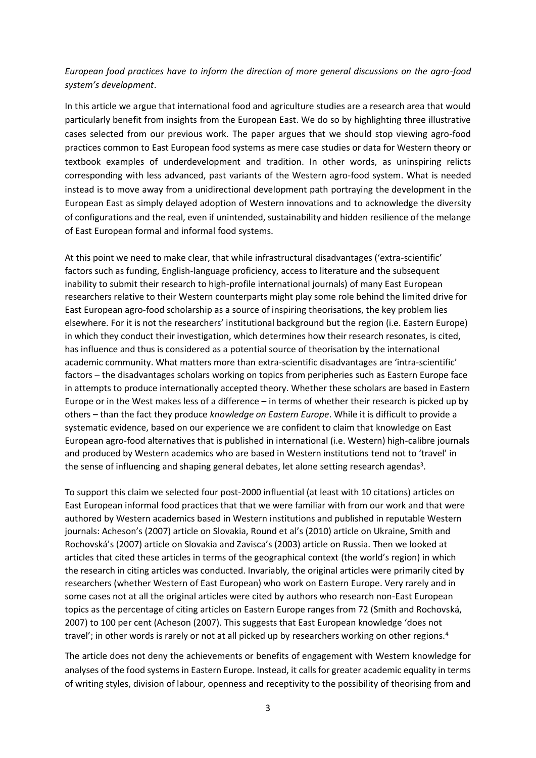*European food practices have to inform the direction of more general discussions on the agro-food system's development*.

In this article we argue that international food and agriculture studies are a research area that would particularly benefit from insights from the European East. We do so by highlighting three illustrative cases selected from our previous work. The paper argues that we should stop viewing agro-food practices common to East European food systems as mere case studies or data for Western theory or textbook examples of underdevelopment and tradition. In other words, as uninspiring relicts corresponding with less advanced, past variants of the Western agro-food system. What is needed instead is to move away from a unidirectional development path portraying the development in the European East as simply delayed adoption of Western innovations and to acknowledge the diversity of configurations and the real, even if unintended, sustainability and hidden resilience of the melange of East European formal and informal food systems.

At this point we need to make clear, that while infrastructural disadvantages ('extra-scientific' factors such as funding, English-language proficiency, access to literature and the subsequent inability to submit their research to high-profile international journals) of many East European researchers relative to their Western counterparts might play some role behind the limited drive for East European agro-food scholarship as a source of inspiring theorisations, the key problem lies elsewhere. For it is not the researchers' institutional background but the region (i.e. Eastern Europe) in which they conduct their investigation, which determines how their research resonates, is cited, has influence and thus is considered as a potential source of theorisation by the international academic community. What matters more than extra-scientific disadvantages are 'intra-scientific' factors – the disadvantages scholars working on topics from peripheries such as Eastern Europe face in attempts to produce internationally accepted theory. Whether these scholars are based in Eastern Europe or in the West makes less of a difference – in terms of whether their research is picked up by others – than the fact they produce *knowledge on Eastern Europe*. While it is difficult to provide a systematic evidence, based on our experience we are confident to claim that knowledge on East European agro-food alternatives that is published in international (i.e. Western) high-calibre journals and produced by Western academics who are based in Western institutions tend not to 'travel' in the sense of influencing and shaping general debates, let alone setting research agendas[3].

To support this claim we selected four post-2000 influential (at least with 10 citations) articles on East European informal food practices that that we were familiar with from our work and that were authored by Western academics based in Western institutions and published in reputable Western journals: Acheson's (2007) article on Slovakia, Round et al's (2010) article on Ukraine, Smith and Rochovská's (2007) article on Slovakia and Zavisca's (2003) article on Russia. Then we looked at articles that cited these articles in terms of the geographical context (the world's region) in which the research in citing articles was conducted. Invariably, the original articles were primarily cited by researchers (whether Western of East European) who work on Eastern Europe. Very rarely and in some cases not at all the original articles were cited by authors who research non-East European topics as the percentage of citing articles on Eastern Europe ranges from 72 (Smith and Rochovská, 2007) to 100 per cent (Acheson (2007). This suggests that East European knowledge 'does not travel'; in other words is rarely or not at all picked up by researchers working on other regions.[4]

The article does not deny the achievements or benefits of engagement with Western knowledge for analyses of the food systems in Eastern Europe. Instead, it calls for greater academic equality in terms of writing styles, division of labour, openness and receptivity to the possibility of theorising from and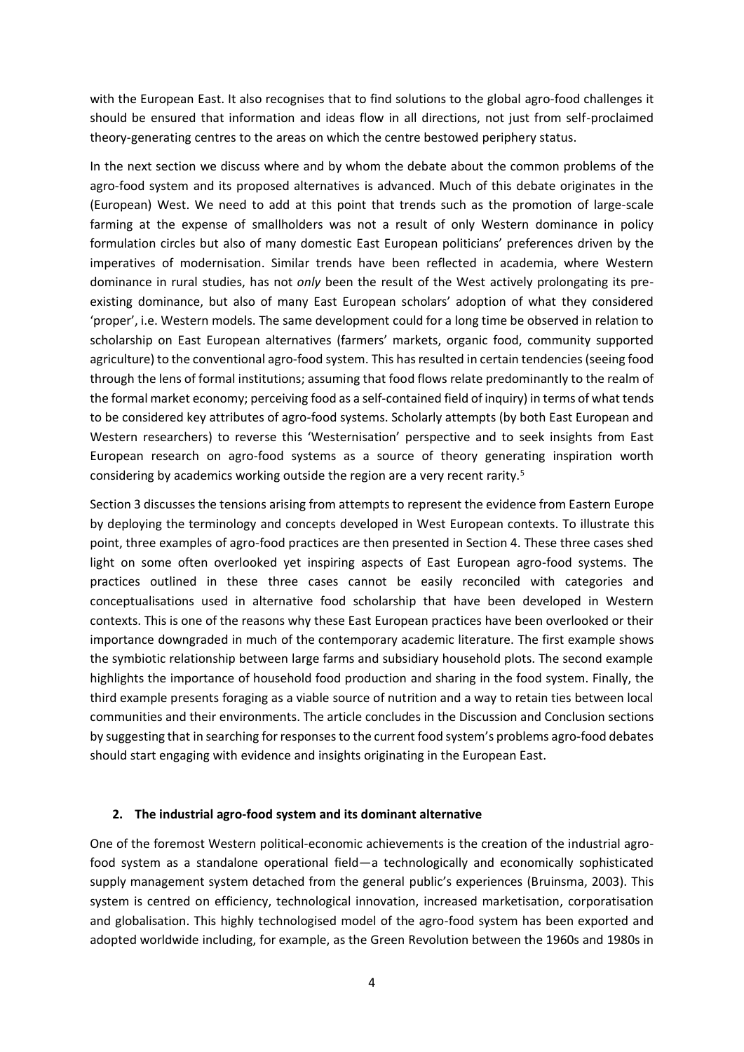with the European East. It also recognises that to find solutions to the global agro-food challenges it should be ensured that information and ideas flow in all directions, not just from self-proclaimed theory-generating centres to the areas on which the centre bestowed periphery status.

In the next section we discuss where and by whom the debate about the common problems of the agro-food system and its proposed alternatives is advanced. Much of this debate originates in the (European) West. We need to add at this point that trends such as the promotion of large-scale farming at the expense of smallholders was not a result of only Western dominance in policy formulation circles but also of many domestic East European politicians' preferences driven by the imperatives of modernisation. Similar trends have been reflected in academia, where Western dominance in rural studies, has not *only* been the result of the West actively prolongating its pre-existing dominance, but also of many East European scholars' adoption of what they considered 'proper', i.e. Western models. The same development could for a long time be observed in relation to scholarship on East European alternatives (farmers' markets, organic food, community supported agriculture) to the conventional agro-food system. This has resulted in certain tendencies (seeing food through the lens of formal institutions; assuming that food flows relate predominantly to the realm of the formal market economy; perceiving food as a self-contained field of inquiry) in terms of what tends to be considered key attributes of agro-food systems. Scholarly attempts (by both East European and Western researchers) to reverse this 'Westernisation' perspective and to seek insights from East European research on agro-food systems as a source of theory generating inspiration worth considering by academics working outside the region are a very recent rarity.[5]

Section 3 discusses the tensions arising from attempts to represent the evidence from Eastern Europe by deploying the terminology and concepts developed in West European contexts. To illustrate this point, three examples of agro-food practices are then presented in Section 4. These three cases shed light on some often overlooked yet inspiring aspects of East European agro-food systems. The practices outlined in these three cases cannot be easily reconciled with categories and conceptualisations used in alternative food scholarship that have been developed in Western contexts. This is one of the reasons why these East European practices have been overlooked or their importance downgraded in much of the contemporary academic literature. The first example shows the symbiotic relationship between large farms and subsidiary household plots. The second example highlights the importance of household food production and sharing in the food system. Finally, the third example presents foraging as a viable source of nutrition and a way to retain ties between local communities and their environments. The article concludes in the Discussion and Conclusion sections by suggesting that in searching for responses to the current food system's problems agro-food debates should start engaging with evidence and insights originating in the European East.

## 2. The industrial agro-food system and its dominant alternative

One of the foremost Western political-economic achievements is the creation of the industrial agro-food system as a standalone operational field—a technologically and economically sophisticated supply management system detached from the general public's experiences (Bruinsma, 2003). This system is centred on efficiency, technological innovation, increased marketisation, corporatisation and globalisation. This highly technologised model of the agro-food system has been exported and adopted worldwide including, for example, as the Green Revolution between the 1960s and 1980s in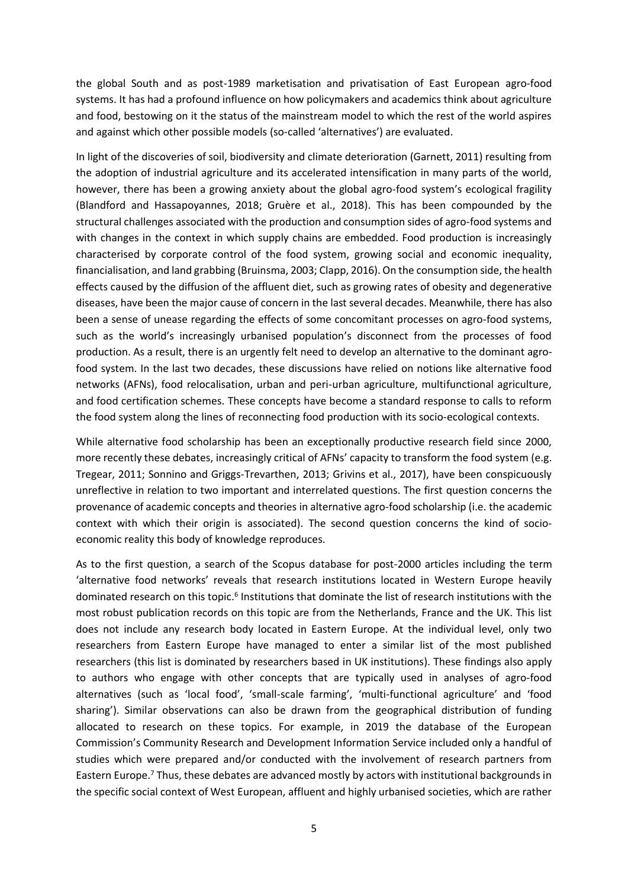the global South and as post-1989 marketisation and privatisation of East European agro-food systems. It has had a profound influence on how policymakers and academics think about agriculture and food, bestowing on it the status of the mainstream model to which the rest of the world aspires and against which other possible models (so-called 'alternatives') are evaluated.

In light of the discoveries of soil, biodiversity and climate deterioration (Garnett, 2011) resulting from the adoption of industrial agriculture and its accelerated intensification in many parts of the world, however, there has been a growing anxiety about the global agro-food system's ecological fragility (Blandford and Hassapoyannes, 2018; Gruère et al., 2018). This has been compounded by the structural challenges associated with the production and consumption sides of agro-food systems and with changes in the context in which supply chains are embedded. Food production is increasingly characterised by corporate control of the food system, growing social and economic inequality, financialisation, and land grabbing (Bruinsma, 2003; Clapp, 2016). On the consumption side, the health effects caused by the diffusion of the affluent diet, such as growing rates of obesity and degenerative diseases, have been the major cause of concern in the last several decades. Meanwhile, there has also been a sense of unease regarding the effects of some concomitant processes on agro-food systems, such as the world's increasingly urbanised population's disconnect from the processes of food production. As a result, there is an urgently felt need to develop an alternative to the dominant agro-food system. In the last two decades, these discussions have relied on notions like alternative food networks (AFNs), food relocalisation, urban and peri-urban agriculture, multifunctional agriculture, and food certification schemes. These concepts have become a standard response to calls to reform the food system along the lines of reconnecting food production with its socio-ecological contexts.

While alternative food scholarship has been an exceptionally productive research field since 2000, more recently these debates, increasingly critical of AFNs' capacity to transform the food system (e.g. Tregear, 2011; Sonnino and Griggs-Trevarthen, 2013; Grivins et al., 2017), have been conspicuously unreflective in relation to two important and interrelated questions. The first question concerns the provenance of academic concepts and theories in alternative agro-food scholarship (i.e. the academic context with which their origin is associated). The second question concerns the kind of socio-economic reality this body of knowledge reproduces.

As to the first question, a search of the Scopus database for post-2000 articles including the term 'alternative food networks' reveals that research institutions located in Western Europe heavily dominated research on this topic.[6] Institutions that dominate the list of research institutions with the most robust publication records on this topic are from the Netherlands, France and the UK. This list does not include any research body located in Eastern Europe. At the individual level, only two researchers from Eastern Europe have managed to enter a similar list of the most published researchers (this list is dominated by researchers based in UK institutions). These findings also apply to authors who engage with other concepts that are typically used in analyses of agro-food alternatives (such as 'local food', 'small-scale farming', 'multi-functional agriculture' and 'food sharing'). Similar observations can also be drawn from the geographical distribution of funding allocated to research on these topics. For example, in 2019 the database of the European Commission's Community Research and Development Information Service included only a handful of studies which were prepared and/or conducted with the involvement of research partners from Eastern Europe.[7] Thus, these debates are advanced mostly by actors with institutional backgrounds in the specific social context of West European, affluent and highly urbanised societies, which are rather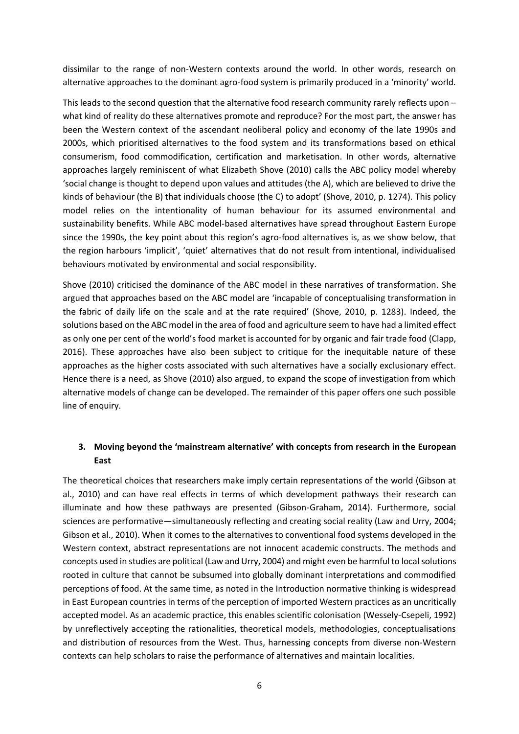dissimilar to the range of non-Western contexts around the world. In other words, research on alternative approaches to the dominant agro-food system is primarily produced in a 'minority' world.

This leads to the second question that the alternative food research community rarely reflects upon – what kind of reality do these alternatives promote and reproduce? For the most part, the answer has been the Western context of the ascendant neoliberal policy and economy of the late 1990s and 2000s, which prioritised alternatives to the food system and its transformations based on ethical consumerism, food commodification, certification and marketisation. In other words, alternative approaches largely reminiscent of what Elizabeth Shove (2010) calls the ABC policy model whereby 'social change is thought to depend upon values and attitudes (the A), which are believed to drive the kinds of behaviour (the B) that individuals choose (the C) to adopt' (Shove, 2010, p. 1274). This policy model relies on the intentionality of human behaviour for its assumed environmental and sustainability benefits. While ABC model-based alternatives have spread throughout Eastern Europe since the 1990s, the key point about this region's agro-food alternatives is, as we show below, that the region harbours 'implicit', 'quiet' alternatives that do not result from intentional, individualised behaviours motivated by environmental and social responsibility.

Shove (2010) criticised the dominance of the ABC model in these narratives of transformation. She argued that approaches based on the ABC model are 'incapable of conceptualising transformation in the fabric of daily life on the scale and at the rate required' (Shove, 2010, p. 1283). Indeed, the solutions based on the ABC model in the area of food and agriculture seem to have had a limited effect as only one per cent of the world's food market is accounted for by organic and fair trade food (Clapp, 2016). These approaches have also been subject to critique for the inequitable nature of these approaches as the higher costs associated with such alternatives have a socially exclusionary effect. Hence there is a need, as Shove (2010) also argued, to expand the scope of investigation from which alternative models of change can be developed. The remainder of this paper offers one such possible line of enquiry.

## 3. Moving beyond the 'mainstream alternative' with concepts from research in the European East

The theoretical choices that researchers make imply certain representations of the world (Gibson at al., 2010) and can have real effects in terms of which development pathways their research can illuminate and how these pathways are presented (Gibson-Graham, 2014). Furthermore, social sciences are performative—simultaneously reflecting and creating social reality (Law and Urry, 2004; Gibson et al., 2010). When it comes to the alternatives to conventional food systems developed in the Western context, abstract representations are not innocent academic constructs. The methods and concepts used in studies are political (Law and Urry, 2004) and might even be harmful to local solutions rooted in culture that cannot be subsumed into globally dominant interpretations and commodified perceptions of food. At the same time, as noted in the Introduction normative thinking is widespread in East European countries in terms of the perception of imported Western practices as an uncritically accepted model. As an academic practice, this enables scientific colonisation (Wessely-Csepeli, 1992) by unreflectively accepting the rationalities, theoretical models, methodologies, conceptualisations and distribution of resources from the West. Thus, harnessing concepts from diverse non-Western contexts can help scholars to raise the performance of alternatives and maintain localities.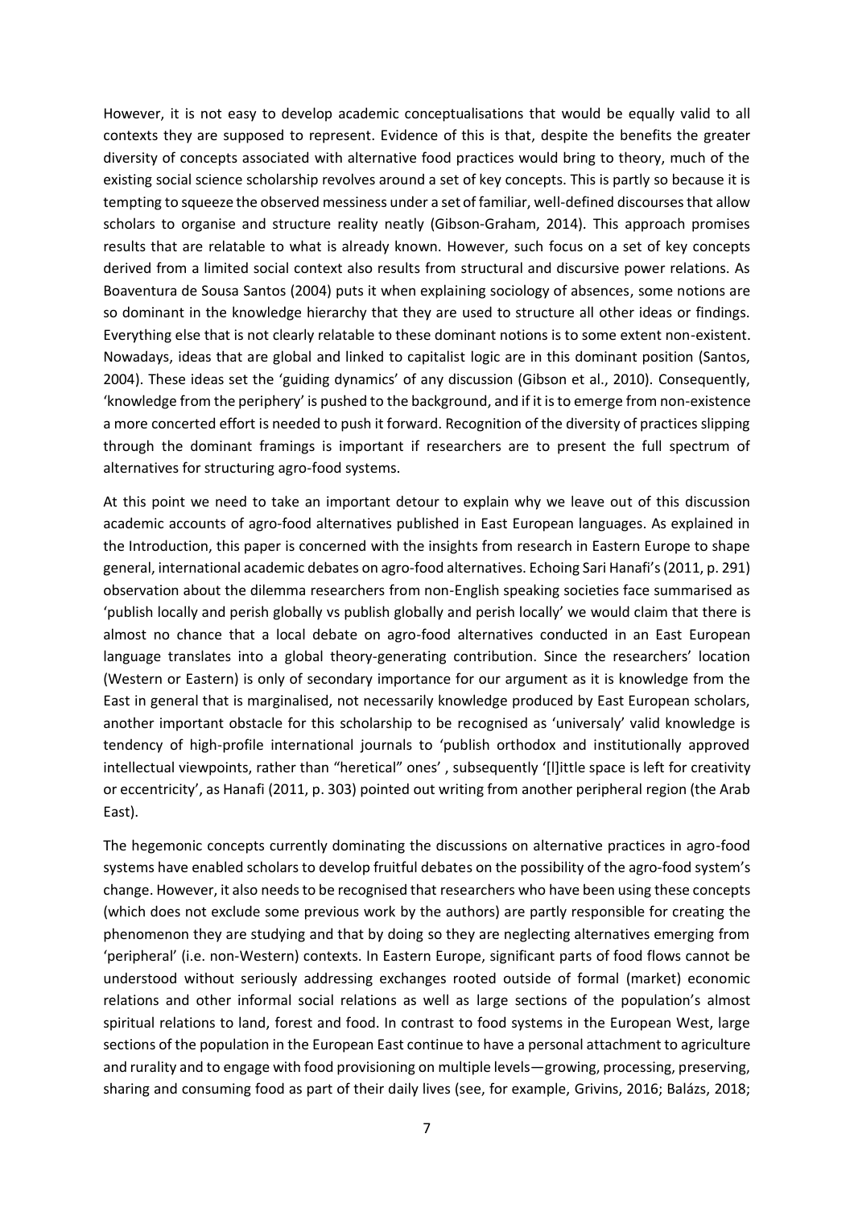However, it is not easy to develop academic conceptualisations that would be equally valid to all contexts they are supposed to represent. Evidence of this is that, despite the benefits the greater diversity of concepts associated with alternative food practices would bring to theory, much of the existing social science scholarship revolves around a set of key concepts. This is partly so because it is tempting to squeeze the observed messiness under a set of familiar, well-defined discourses that allow scholars to organise and structure reality neatly (Gibson-Graham, 2014). This approach promises results that are relatable to what is already known. However, such focus on a set of key concepts derived from a limited social context also results from structural and discursive power relations. As Boaventura de Sousa Santos (2004) puts it when explaining sociology of absences, some notions are so dominant in the knowledge hierarchy that they are used to structure all other ideas or findings. Everything else that is not clearly relatable to these dominant notions is to some extent non-existent. Nowadays, ideas that are global and linked to capitalist logic are in this dominant position (Santos, 2004). These ideas set the 'guiding dynamics' of any discussion (Gibson et al., 2010). Consequently, 'knowledge from the periphery' is pushed to the background, and if it is to emerge from non-existence a more concerted effort is needed to push it forward. Recognition of the diversity of practices slipping through the dominant framings is important if researchers are to present the full spectrum of alternatives for structuring agro-food systems.

At this point we need to take an important detour to explain why we leave out of this discussion academic accounts of agro-food alternatives published in East European languages. As explained in the Introduction, this paper is concerned with the insights from research in Eastern Europe to shape general, international academic debates on agro-food alternatives. Echoing Sari Hanafi's (2011, p. 291) observation about the dilemma researchers from non-English speaking societies face summarised as 'publish locally and perish globally vs publish globally and perish locally' we would claim that there is almost no chance that a local debate on agro-food alternatives conducted in an East European language translates into a global theory-generating contribution. Since the researchers' location (Western or Eastern) is only of secondary importance for our argument as it is knowledge from the East in general that is marginalised, not necessarily knowledge produced by East European scholars, another important obstacle for this scholarship to be recognised as 'universaly' valid knowledge is tendency of high-profile international journals to 'publish orthodox and institutionally approved intellectual viewpoints, rather than "heretical" ones' , subsequently '[l]ittle space is left for creativity or eccentricity', as Hanafi (2011, p. 303) pointed out writing from another peripheral region (the Arab East).

The hegemonic concepts currently dominating the discussions on alternative practices in agro-food systems have enabled scholars to develop fruitful debates on the possibility of the agro-food system's change. However, it also needs to be recognised that researchers who have been using these concepts (which does not exclude some previous work by the authors) are partly responsible for creating the phenomenon they are studying and that by doing so they are neglecting alternatives emerging from 'peripheral' (i.e. non-Western) contexts. In Eastern Europe, significant parts of food flows cannot be understood without seriously addressing exchanges rooted outside of formal (market) economic relations and other informal social relations as well as large sections of the population's almost spiritual relations to land, forest and food. In contrast to food systems in the European West, large sections of the population in the European East continue to have a personal attachment to agriculture and rurality and to engage with food provisioning on multiple levels—growing, processing, preserving, sharing and consuming food as part of their daily lives (see, for example, Grivins, 2016; Balázs, 2018;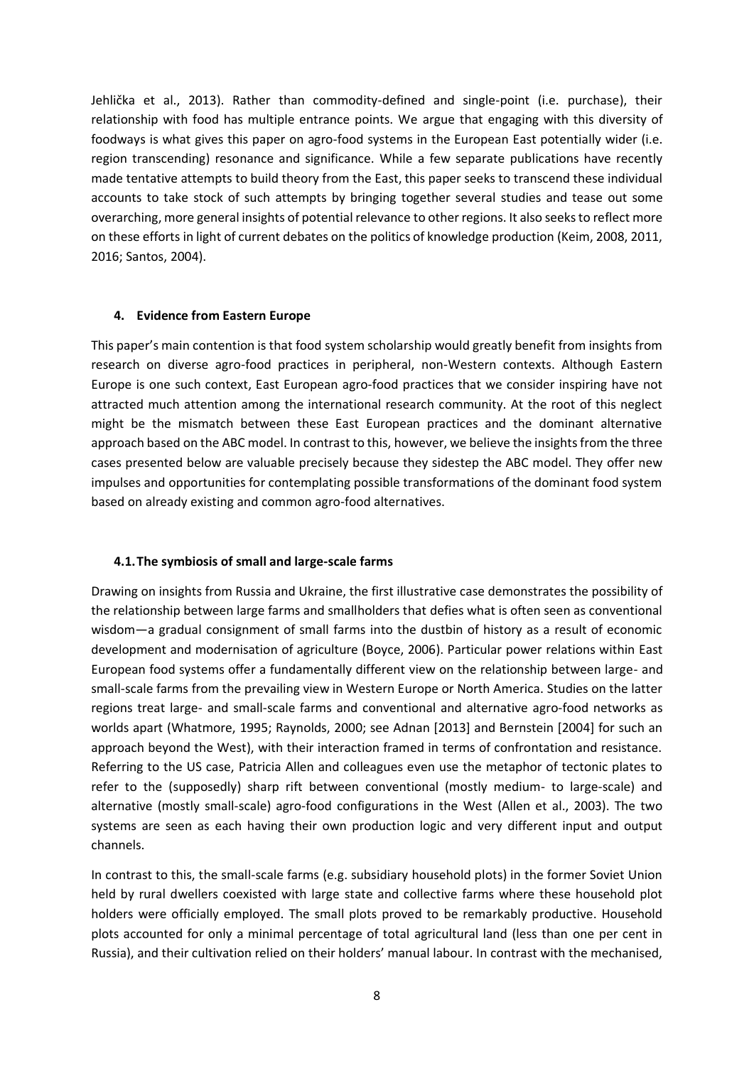Jehlička et al., 2013). Rather than commodity-defined and single-point (i.e. purchase), their relationship with food has multiple entrance points. We argue that engaging with this diversity of foodways is what gives this paper on agro-food systems in the European East potentially wider (i.e. region transcending) resonance and significance. While a few separate publications have recently made tentative attempts to build theory from the East, this paper seeks to transcend these individual accounts to take stock of such attempts by bringing together several studies and tease out some overarching, more general insights of potential relevance to other regions. It also seeks to reflect more on these efforts in light of current debates on the politics of knowledge production (Keim, 2008, 2011, 2016; Santos, 2004).

## 4. Evidence from Eastern Europe

This paper's main contention is that food system scholarship would greatly benefit from insights from research on diverse agro-food practices in peripheral, non-Western contexts. Although Eastern Europe is one such context, East European agro-food practices that we consider inspiring have not attracted much attention among the international research community. At the root of this neglect might be the mismatch between these East European practices and the dominant alternative approach based on the ABC model. In contrast to this, however, we believe the insights from the three cases presented below are valuable precisely because they sidestep the ABC model. They offer new impulses and opportunities for contemplating possible transformations of the dominant food system based on already existing and common agro-food alternatives.

### 4.1. The symbiosis of small and large-scale farms

Drawing on insights from Russia and Ukraine, the first illustrative case demonstrates the possibility of the relationship between large farms and smallholders that defies what is often seen as conventional wisdom—a gradual consignment of small farms into the dustbin of history as a result of economic development and modernisation of agriculture (Boyce, 2006). Particular power relations within East European food systems offer a fundamentally different view on the relationship between large- and small-scale farms from the prevailing view in Western Europe or North America. Studies on the latter regions treat large- and small-scale farms and conventional and alternative agro-food networks as worlds apart (Whatmore, 1995; Raynolds, 2000; see Adnan [2013] and Bernstein [2004] for such an approach beyond the West), with their interaction framed in terms of confrontation and resistance. Referring to the US case, Patricia Allen and colleagues even use the metaphor of tectonic plates to refer to the (supposedly) sharp rift between conventional (mostly medium- to large-scale) and alternative (mostly small-scale) agro-food configurations in the West (Allen et al., 2003). The two systems are seen as each having their own production logic and very different input and output channels.

In contrast to this, the small-scale farms (e.g. subsidiary household plots) in the former Soviet Union held by rural dwellers coexisted with large state and collective farms where these household plot holders were officially employed. The small plots proved to be remarkably productive. Household plots accounted for only a minimal percentage of total agricultural land (less than one per cent in Russia), and their cultivation relied on their holders' manual labour. In contrast with the mechanised,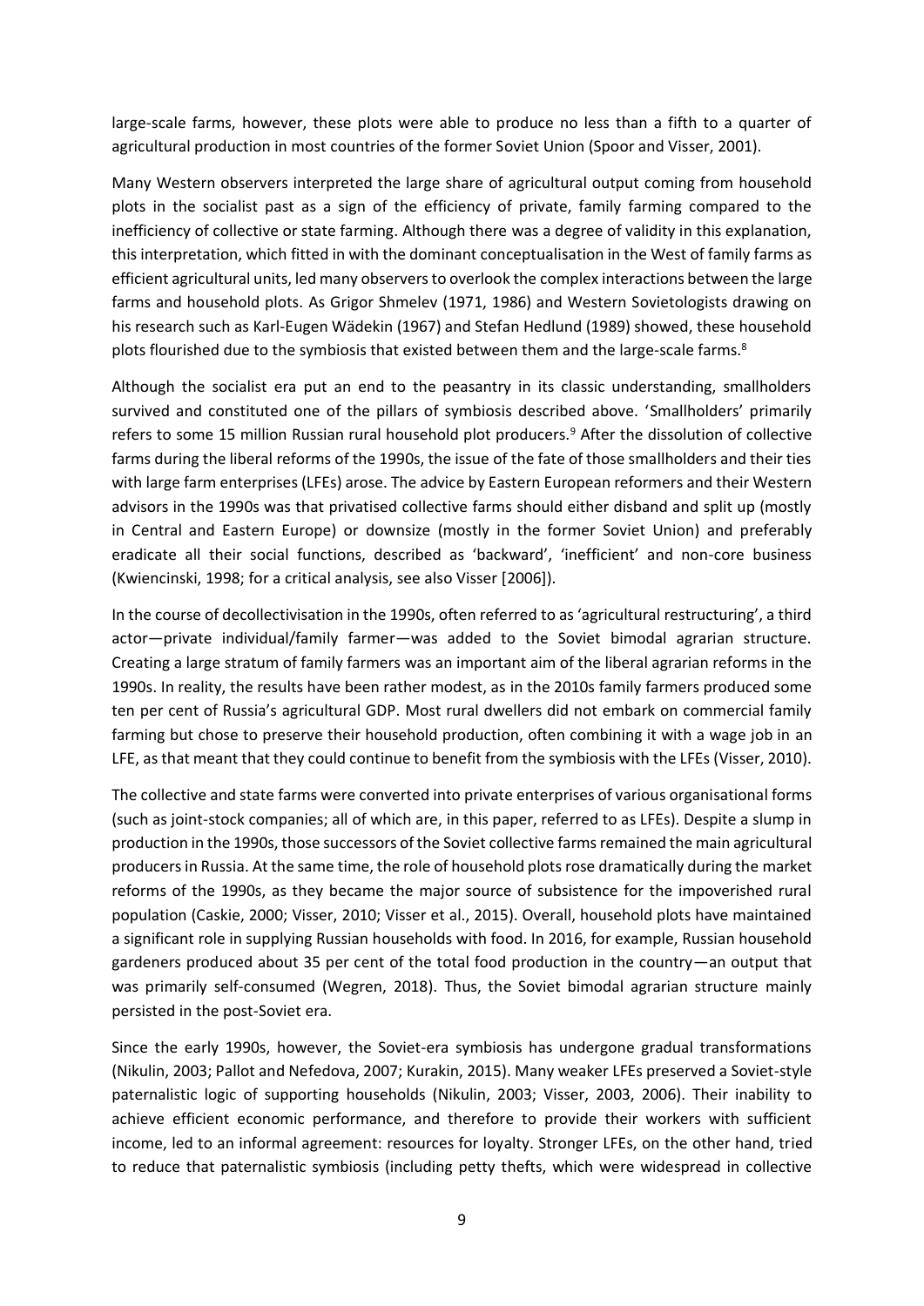large-scale farms, however, these plots were able to produce no less than a fifth to a quarter of agricultural production in most countries of the former Soviet Union (Spoor and Visser, 2001).

Many Western observers interpreted the large share of agricultural output coming from household plots in the socialist past as a sign of the efficiency of private, family farming compared to the inefficiency of collective or state farming. Although there was a degree of validity in this explanation, this interpretation, which fitted in with the dominant conceptualisation in the West of family farms as efficient agricultural units, led many observers to overlook the complex interactions between the large farms and household plots. As Grigor Shmelev (1971, 1986) and Western Sovietologists drawing on his research such as Karl-Eugen Wädekin (1967) and Stefan Hedlund (1989) showed, these household plots flourished due to the symbiosis that existed between them and the large-scale farms.[8]

Although the socialist era put an end to the peasantry in its classic understanding, smallholders survived and constituted one of the pillars of symbiosis described above. 'Smallholders' primarily refers to some 15 million Russian rural household plot producers.[9] After the dissolution of collective farms during the liberal reforms of the 1990s, the issue of the fate of those smallholders and their ties with large farm enterprises (LFEs) arose. The advice by Eastern European reformers and their Western advisors in the 1990s was that privatised collective farms should either disband and split up (mostly in Central and Eastern Europe) or downsize (mostly in the former Soviet Union) and preferably eradicate all their social functions, described as 'backward', 'inefficient' and non-core business (Kwiencinski, 1998; for a critical analysis, see also Visser [2006]).

In the course of decollectivisation in the 1990s, often referred to as 'agricultural restructuring', a third actor—private individual/family farmer—was added to the Soviet bimodal agrarian structure. Creating a large stratum of family farmers was an important aim of the liberal agrarian reforms in the 1990s. In reality, the results have been rather modest, as in the 2010s family farmers produced some ten per cent of Russia's agricultural GDP. Most rural dwellers did not embark on commercial family farming but chose to preserve their household production, often combining it with a wage job in an LFE, as that meant that they could continue to benefit from the symbiosis with the LFEs (Visser, 2010).

The collective and state farms were converted into private enterprises of various organisational forms (such as joint-stock companies; all of which are, in this paper, referred to as LFEs). Despite a slump in production in the 1990s, those successors of the Soviet collective farms remained the main agricultural producers in Russia. At the same time, the role of household plots rose dramatically during the market reforms of the 1990s, as they became the major source of subsistence for the impoverished rural population (Caskie, 2000; Visser, 2010; Visser et al., 2015). Overall, household plots have maintained a significant role in supplying Russian households with food. In 2016, for example, Russian household gardeners produced about 35 per cent of the total food production in the country—an output that was primarily self-consumed (Wegren, 2018). Thus, the Soviet bimodal agrarian structure mainly persisted in the post-Soviet era.

Since the early 1990s, however, the Soviet-era symbiosis has undergone gradual transformations (Nikulin, 2003; Pallot and Nefedova, 2007; Kurakin, 2015). Many weaker LFEs preserved a Soviet-style paternalistic logic of supporting households (Nikulin, 2003; Visser, 2003, 2006). Their inability to achieve efficient economic performance, and therefore to provide their workers with sufficient income, led to an informal agreement: resources for loyalty. Stronger LFEs, on the other hand, tried to reduce that paternalistic symbiosis (including petty thefts, which were widespread in collective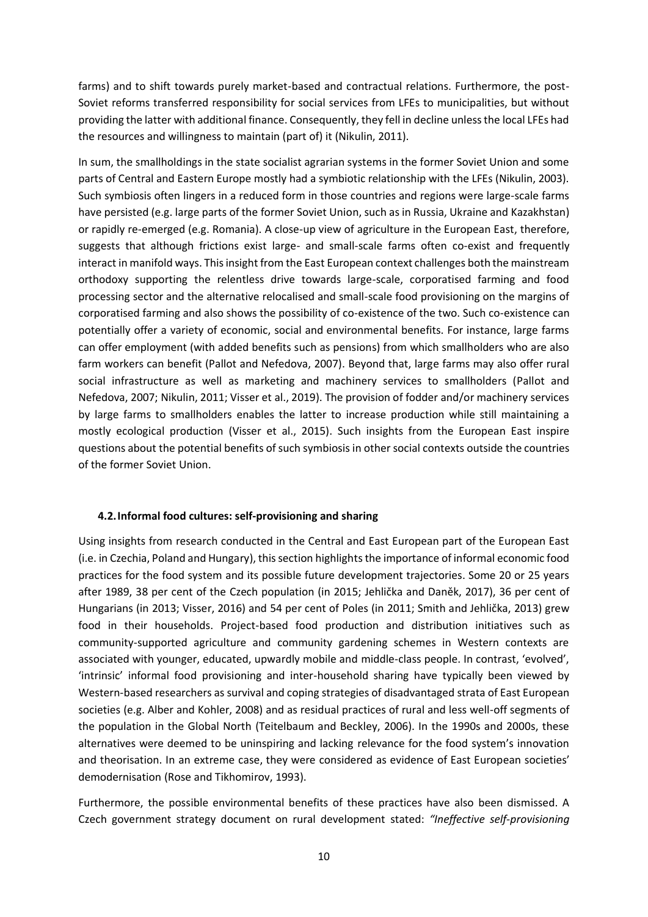farms) and to shift towards purely market-based and contractual relations. Furthermore, the post-Soviet reforms transferred responsibility for social services from LFEs to municipalities, but without providing the latter with additional finance. Consequently, they fell in decline unless the local LFEs had the resources and willingness to maintain (part of) it (Nikulin, 2011).

In sum, the smallholdings in the state socialist agrarian systems in the former Soviet Union and some parts of Central and Eastern Europe mostly had a symbiotic relationship with the LFEs (Nikulin, 2003). Such symbiosis often lingers in a reduced form in those countries and regions were large-scale farms have persisted (e.g. large parts of the former Soviet Union, such as in Russia, Ukraine and Kazakhstan) or rapidly re-emerged (e.g. Romania). A close-up view of agriculture in the European East, therefore, suggests that although frictions exist large- and small-scale farms often co-exist and frequently interact in manifold ways. This insight from the East European context challenges both the mainstream orthodoxy supporting the relentless drive towards large-scale, corporatised farming and food processing sector and the alternative relocalised and small-scale food provisioning on the margins of corporatised farming and also shows the possibility of co-existence of the two. Such co-existence can potentially offer a variety of economic, social and environmental benefits. For instance, large farms can offer employment (with added benefits such as pensions) from which smallholders who are also farm workers can benefit (Pallot and Nefedova, 2007). Beyond that, large farms may also offer rural social infrastructure as well as marketing and machinery services to smallholders (Pallot and Nefedova, 2007; Nikulin, 2011; Visser et al., 2019). The provision of fodder and/or machinery services by large farms to smallholders enables the latter to increase production while still maintaining a mostly ecological production (Visser et al., 2015). Such insights from the European East inspire questions about the potential benefits of such symbiosis in other social contexts outside the countries of the former Soviet Union.

### 4.2. Informal food cultures: self-provisioning and sharing

Using insights from research conducted in the Central and East European part of the European East (i.e. in Czechia, Poland and Hungary), this section highlights the importance of informal economic food practices for the food system and its possible future development trajectories. Some 20 or 25 years after 1989, 38 per cent of the Czech population (in 2015; Jehlička and Daněk, 2017), 36 per cent of Hungarians (in 2013; Visser, 2016) and 54 per cent of Poles (in 2011; Smith and Jehlička, 2013) grew food in their households. Project-based food production and distribution initiatives such as community-supported agriculture and community gardening schemes in Western contexts are associated with younger, educated, upwardly mobile and middle-class people. In contrast, 'evolved', 'intrinsic' informal food provisioning and inter-household sharing have typically been viewed by Western-based researchers as survival and coping strategies of disadvantaged strata of East European societies (e.g. Alber and Kohler, 2008) and as residual practices of rural and less well-off segments of the population in the Global North (Teitelbaum and Beckley, 2006). In the 1990s and 2000s, these alternatives were deemed to be uninspiring and lacking relevance for the food system's innovation and theorisation. In an extreme case, they were considered as evidence of East European societies' demodernisation (Rose and Tikhomirov, 1993).

Furthermore, the possible environmental benefits of these practices have also been dismissed. A Czech government strategy document on rural development stated: *"Ineffective self-provisioning*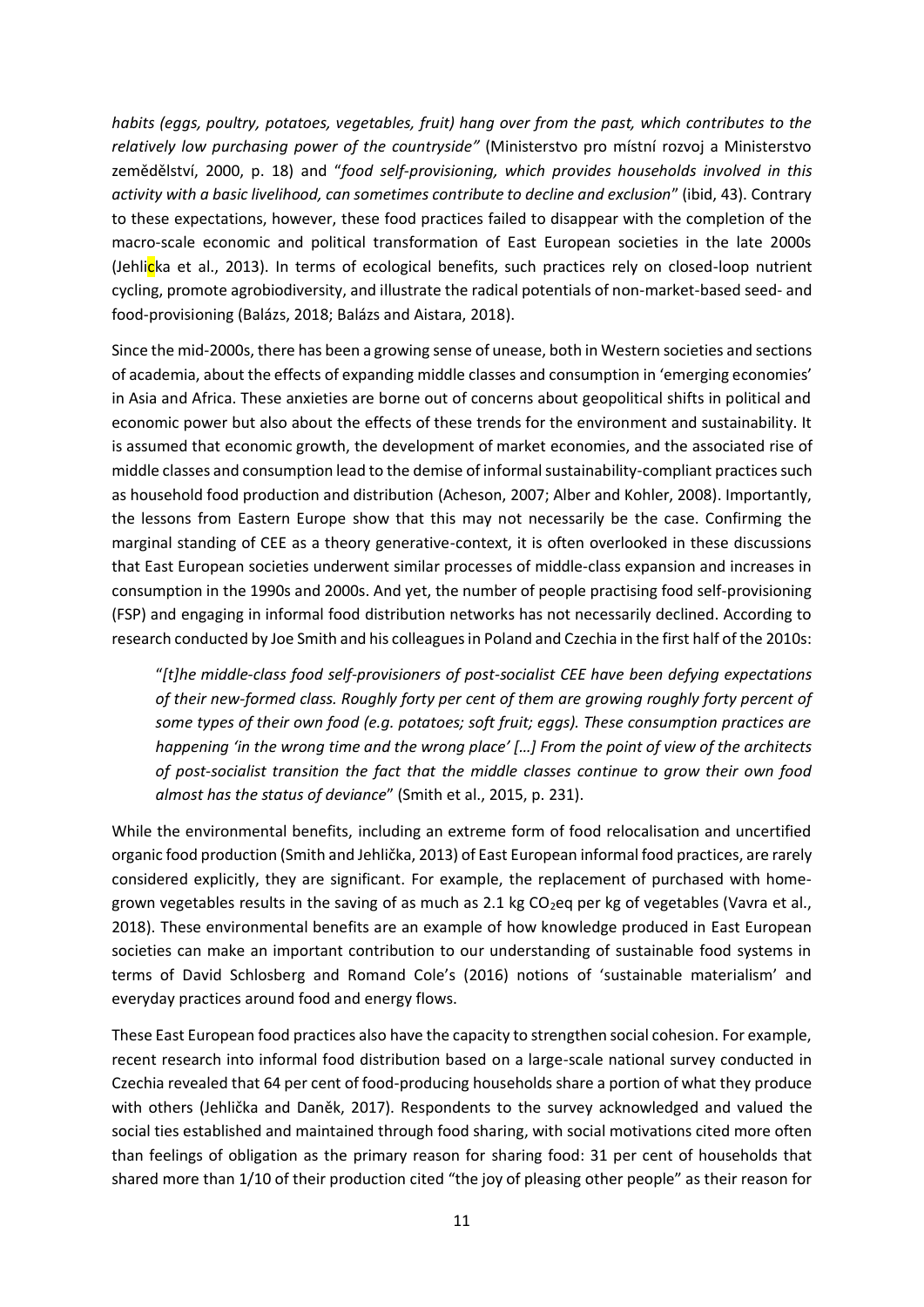*habits (eggs, poultry, potatoes, vegetables, fruit) hang over from the past, which contributes to the relatively low purchasing power of the countryside"* (Ministerstvo pro místní rozvoj a Ministerstvo zemědělství, 2000, p. 18) and "*food self-provisioning, which provides households involved in this activity with a basic livelihood, can sometimes contribute to decline and exclusion*" (ibid, 43). Contrary to these expectations, however, these food practices failed to disappear with the completion of the macro-scale economic and political transformation of East European societies in the late 2000s (Jehlicka et al., 2013). In terms of ecological benefits, such practices rely on closed-loop nutrient cycling, promote agrobiodiversity, and illustrate the radical potentials of non-market-based seed- and food-provisioning (Balázs, 2018; Balázs and Aistara, 2018).

Since the mid-2000s, there has been a growing sense of unease, both in Western societies and sections of academia, about the effects of expanding middle classes and consumption in 'emerging economies' in Asia and Africa. These anxieties are borne out of concerns about geopolitical shifts in political and economic power but also about the effects of these trends for the environment and sustainability. It is assumed that economic growth, the development of market economies, and the associated rise of middle classes and consumption lead to the demise of informal sustainability-compliant practices such as household food production and distribution (Acheson, 2007; Alber and Kohler, 2008). Importantly, the lessons from Eastern Europe show that this may not necessarily be the case. Confirming the marginal standing of CEE as a theory generative-context, it is often overlooked in these discussions that East European societies underwent similar processes of middle-class expansion and increases in consumption in the 1990s and 2000s. And yet, the number of people practising food self-provisioning (FSP) and engaging in informal food distribution networks has not necessarily declined. According to research conducted by Joe Smith and his colleagues in Poland and Czechia in the first half of the 2010s:

> "*[t]he middle-class food self-provisioners of post-socialist CEE have been defying expectations of their new-formed class. Roughly forty per cent of them are growing roughly forty percent of some types of their own food (e.g. potatoes; soft fruit; eggs). These consumption practices are happening 'in the wrong time and the wrong place' […] From the point of view of the architects of post-socialist transition the fact that the middle classes continue to grow their own food almost has the status of deviance*" (Smith et al., 2015, p. 231).

While the environmental benefits, including an extreme form of food relocalisation and uncertified organic food production (Smith and Jehlička, 2013) of East European informal food practices, are rarely considered explicitly, they are significant. For example, the replacement of purchased with home-grown vegetables results in the saving of as much as 2.1 kg $CO_2$eq per kg of vegetables (Vavra et al., 2018). These environmental benefits are an example of how knowledge produced in East European societies can make an important contribution to our understanding of sustainable food systems in terms of David Schlosberg and Romand Cole's (2016) notions of 'sustainable materialism' and everyday practices around food and energy flows.

These East European food practices also have the capacity to strengthen social cohesion. For example, recent research into informal food distribution based on a large-scale national survey conducted in Czechia revealed that 64 per cent of food-producing households share a portion of what they produce with others (Jehlička and Daněk, 2017). Respondents to the survey acknowledged and valued the social ties established and maintained through food sharing, with social motivations cited more often than feelings of obligation as the primary reason for sharing food: 31 per cent of households that shared more than 1/10 of their production cited "the joy of pleasing other people" as their reason for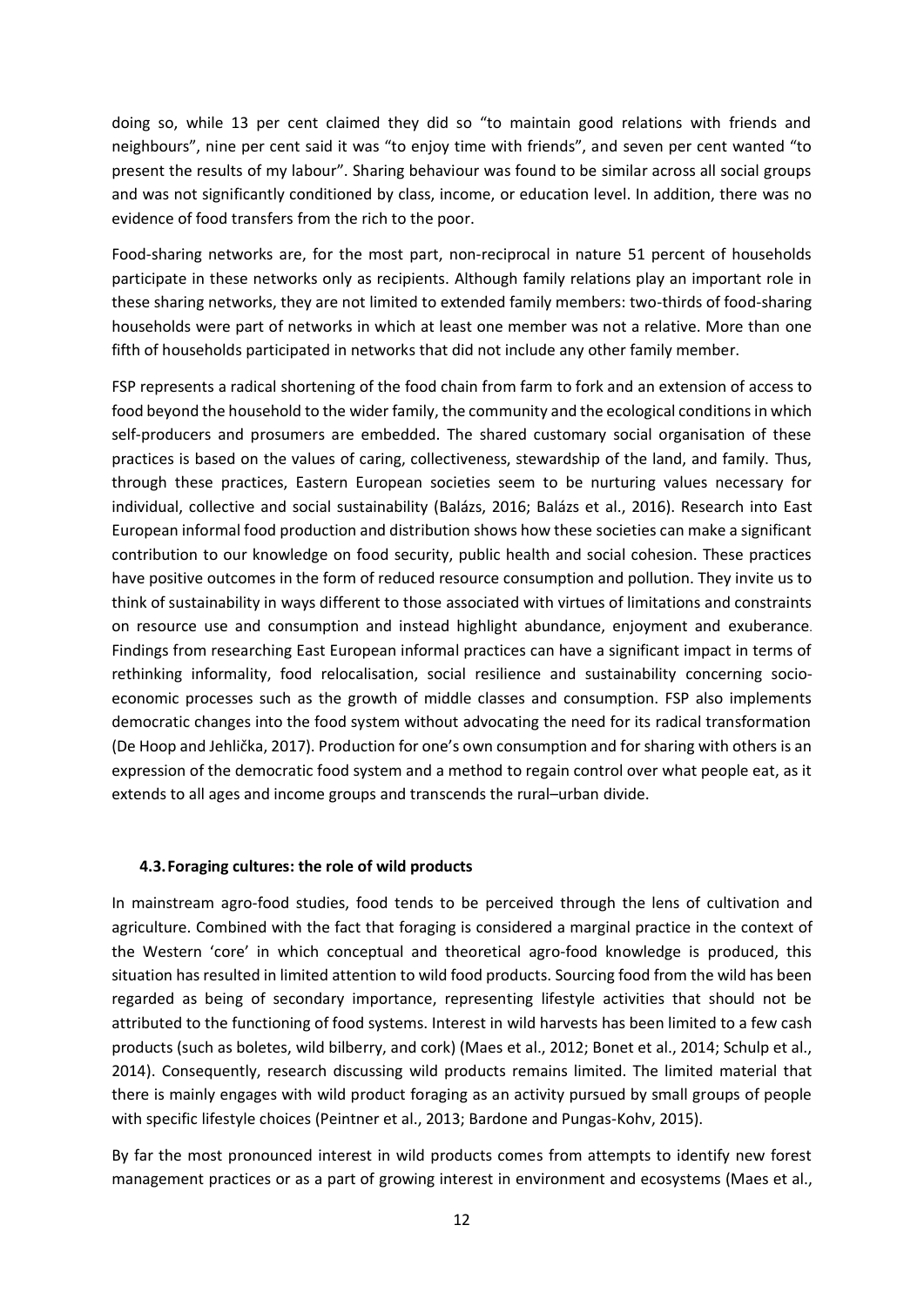doing so, while 13 per cent claimed they did so "to maintain good relations with friends and neighbours", nine per cent said it was "to enjoy time with friends", and seven per cent wanted "to present the results of my labour". Sharing behaviour was found to be similar across all social groups and was not significantly conditioned by class, income, or education level. In addition, there was no evidence of food transfers from the rich to the poor.

Food-sharing networks are, for the most part, non-reciprocal in nature 51 percent of households participate in these networks only as recipients. Although family relations play an important role in these sharing networks, they are not limited to extended family members: two-thirds of food-sharing households were part of networks in which at least one member was not a relative. More than one fifth of households participated in networks that did not include any other family member.

FSP represents a radical shortening of the food chain from farm to fork and an extension of access to food beyond the household to the wider family, the community and the ecological conditions in which self-producers and prosumers are embedded. The shared customary social organisation of these practices is based on the values of caring, collectiveness, stewardship of the land, and family. Thus, through these practices, Eastern European societies seem to be nurturing values necessary for individual, collective and social sustainability (Balázs, 2016; Balázs et al., 2016). Research into East European informal food production and distribution shows how these societies can make a significant contribution to our knowledge on food security, public health and social cohesion. These practices have positive outcomes in the form of reduced resource consumption and pollution. They invite us to think of sustainability in ways different to those associated with virtues of limitations and constraints on resource use and consumption and instead highlight abundance, enjoyment and exuberance. Findings from researching East European informal practices can have a significant impact in terms of rethinking informality, food relocalisation, social resilience and sustainability concerning socio-economic processes such as the growth of middle classes and consumption. FSP also implements democratic changes into the food system without advocating the need for its radical transformation (De Hoop and Jehlička, 2017). Production for one's own consumption and for sharing with others is an expression of the democratic food system and a method to regain control over what people eat, as it extends to all ages and income groups and transcends the rural–urban divide.

### 4.3. Foraging cultures: the role of wild products

In mainstream agro-food studies, food tends to be perceived through the lens of cultivation and agriculture. Combined with the fact that foraging is considered a marginal practice in the context of the Western 'core' in which conceptual and theoretical agro-food knowledge is produced, this situation has resulted in limited attention to wild food products. Sourcing food from the wild has been regarded as being of secondary importance, representing lifestyle activities that should not be attributed to the functioning of food systems. Interest in wild harvests has been limited to a few cash products (such as boletes, wild bilberry, and cork) (Maes et al., 2012; Bonet et al., 2014; Schulp et al., 2014). Consequently, research discussing wild products remains limited. The limited material that there is mainly engages with wild product foraging as an activity pursued by small groups of people with specific lifestyle choices (Peintner et al., 2013; Bardone and Pungas-Kohv, 2015).

By far the most pronounced interest in wild products comes from attempts to identify new forest management practices or as a part of growing interest in environment and ecosystems (Maes et al.,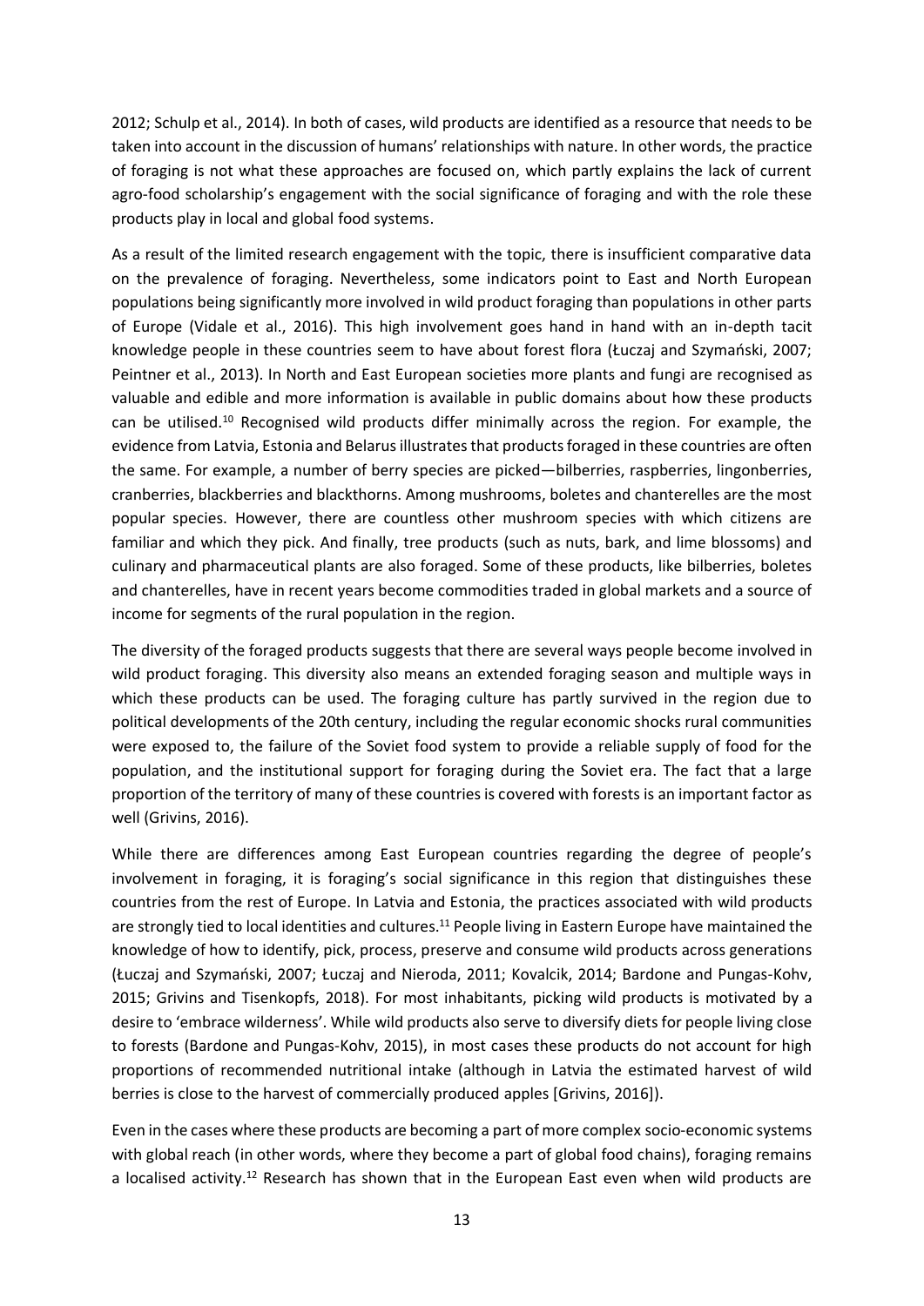2012; Schulp et al., 2014). In both of cases, wild products are identified as a resource that needs to be taken into account in the discussion of humans' relationships with nature. In other words, the practice of foraging is not what these approaches are focused on, which partly explains the lack of current agro-food scholarship's engagement with the social significance of foraging and with the role these products play in local and global food systems.

As a result of the limited research engagement with the topic, there is insufficient comparative data on the prevalence of foraging. Nevertheless, some indicators point to East and North European populations being significantly more involved in wild product foraging than populations in other parts of Europe (Vidale et al., 2016). This high involvement goes hand in hand with an in-depth tacit knowledge people in these countries seem to have about forest flora (Łuczaj and Szymański, 2007; Peintner et al., 2013). In North and East European societies more plants and fungi are recognised as valuable and edible and more information is available in public domains about how these products can be utilised.[10] Recognised wild products differ minimally across the region. For example, the evidence from Latvia, Estonia and Belarus illustrates that products foraged in these countries are often the same. For example, a number of berry species are picked—bilberries, raspberries, lingonberries, cranberries, blackberries and blackthorns. Among mushrooms, boletes and chanterelles are the most popular species. However, there are countless other mushroom species with which citizens are familiar and which they pick. And finally, tree products (such as nuts, bark, and lime blossoms) and culinary and pharmaceutical plants are also foraged. Some of these products, like bilberries, boletes and chanterelles, have in recent years become commodities traded in global markets and a source of income for segments of the rural population in the region.

The diversity of the foraged products suggests that there are several ways people become involved in wild product foraging. This diversity also means an extended foraging season and multiple ways in which these products can be used. The foraging culture has partly survived in the region due to political developments of the 20th century, including the regular economic shocks rural communities were exposed to, the failure of the Soviet food system to provide a reliable supply of food for the population, and the institutional support for foraging during the Soviet era. The fact that a large proportion of the territory of many of these countries is covered with forests is an important factor as well (Grivins, 2016).

While there are differences among East European countries regarding the degree of people's involvement in foraging, it is foraging's social significance in this region that distinguishes these countries from the rest of Europe. In Latvia and Estonia, the practices associated with wild products are strongly tied to local identities and cultures.[11] People living in Eastern Europe have maintained the knowledge of how to identify, pick, process, preserve and consume wild products across generations (Łuczaj and Szymański, 2007; Łuczaj and Nieroda, 2011; Kovalcik, 2014; Bardone and Pungas-Kohv, 2015; Grivins and Tisenkopfs, 2018). For most inhabitants, picking wild products is motivated by a desire to 'embrace wilderness'. While wild products also serve to diversify diets for people living close to forests (Bardone and Pungas-Kohv, 2015), in most cases these products do not account for high proportions of recommended nutritional intake (although in Latvia the estimated harvest of wild berries is close to the harvest of commercially produced apples [Grivins, 2016]).

Even in the cases where these products are becoming a part of more complex socio-economic systems with global reach (in other words, where they become a part of global food chains), foraging remains a localised activity.[12] Research has shown that in the European East even when wild products are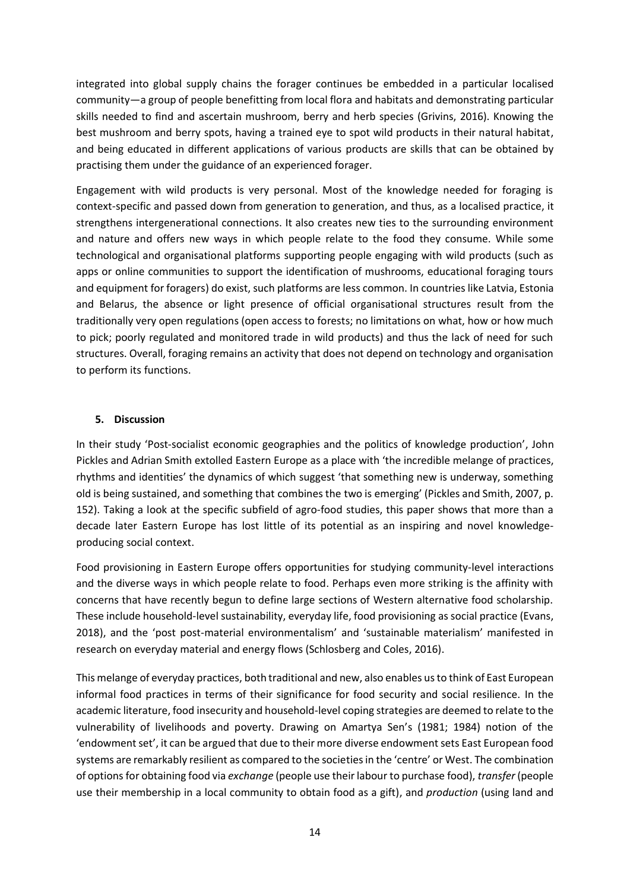integrated into global supply chains the forager continues be embedded in a particular localised community—a group of people benefitting from local flora and habitats and demonstrating particular skills needed to find and ascertain mushroom, berry and herb species (Grivins, 2016). Knowing the best mushroom and berry spots, having a trained eye to spot wild products in their natural habitat, and being educated in different applications of various products are skills that can be obtained by practising them under the guidance of an experienced forager.

Engagement with wild products is very personal. Most of the knowledge needed for foraging is context-specific and passed down from generation to generation, and thus, as a localised practice, it strengthens intergenerational connections. It also creates new ties to the surrounding environment and nature and offers new ways in which people relate to the food they consume. While some technological and organisational platforms supporting people engaging with wild products (such as apps or online communities to support the identification of mushrooms, educational foraging tours and equipment for foragers) do exist, such platforms are less common. In countries like Latvia, Estonia and Belarus, the absence or light presence of official organisational structures result from the traditionally very open regulations (open access to forests; no limitations on what, how or how much to pick; poorly regulated and monitored trade in wild products) and thus the lack of need for such structures. Overall, foraging remains an activity that does not depend on technology and organisation to perform its functions.

## 5. Discussion

In their study 'Post-socialist economic geographies and the politics of knowledge production', John Pickles and Adrian Smith extolled Eastern Europe as a place with 'the incredible melange of practices, rhythms and identities' the dynamics of which suggest 'that something new is underway, something old is being sustained, and something that combines the two is emerging' (Pickles and Smith, 2007, p. 152). Taking a look at the specific subfield of agro-food studies, this paper shows that more than a decade later Eastern Europe has lost little of its potential as an inspiring and novel knowledge-producing social context.

Food provisioning in Eastern Europe offers opportunities for studying community-level interactions and the diverse ways in which people relate to food. Perhaps even more striking is the affinity with concerns that have recently begun to define large sections of Western alternative food scholarship. These include household-level sustainability, everyday life, food provisioning as social practice (Evans, 2018), and the 'post post-material environmentalism' and 'sustainable materialism' manifested in research on everyday material and energy flows (Schlosberg and Coles, 2016).

This melange of everyday practices, both traditional and new, also enables us to think of East European informal food practices in terms of their significance for food security and social resilience. In the academic literature, food insecurity and household-level coping strategies are deemed to relate to the vulnerability of livelihoods and poverty. Drawing on Amartya Sen's (1981; 1984) notion of the 'endowment set', it can be argued that due to their more diverse endowment sets East European food systems are remarkably resilient as compared to the societies in the 'centre' or West. The combination of options for obtaining food via *exchange* (people use their labour to purchase food), *transfer* (people use their membership in a local community to obtain food as a gift), and *production* (using land and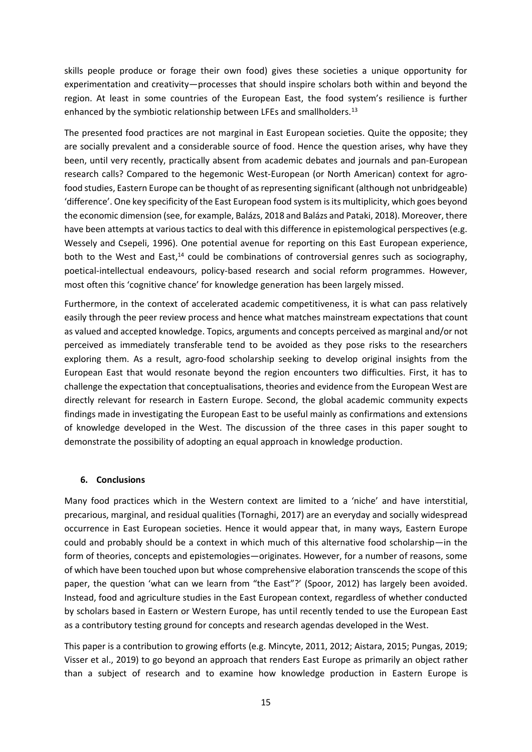skills people produce or forage their own food) gives these societies a unique opportunity for experimentation and creativity—processes that should inspire scholars both within and beyond the region. At least in some countries of the European East, the food system's resilience is further enhanced by the symbiotic relationship between LFEs and smallholders.[13]

The presented food practices are not marginal in East European societies. Quite the opposite; they are socially prevalent and a considerable source of food. Hence the question arises, why have they been, until very recently, practically absent from academic debates and journals and pan-European research calls? Compared to the hegemonic West-European (or North American) context for agro-food studies, Eastern Europe can be thought of as representing significant (although not unbridgeable) 'difference'. One key specificity of the East European food system is its multiplicity, which goes beyond the economic dimension (see, for example, Balázs, 2018 and Balázs and Pataki, 2018). Moreover, there have been attempts at various tactics to deal with this difference in epistemological perspectives (e.g. Wessely and Csepeli, 1996). One potential avenue for reporting on this East European experience, both to the West and East,[14] could be combinations of controversial genres such as sociography, poetical-intellectual endeavours, policy-based research and social reform programmes. However, most often this 'cognitive chance' for knowledge generation has been largely missed.

Furthermore, in the context of accelerated academic competitiveness, it is what can pass relatively easily through the peer review process and hence what matches mainstream expectations that count as valued and accepted knowledge. Topics, arguments and concepts perceived as marginal and/or not perceived as immediately transferable tend to be avoided as they pose risks to the researchers exploring them. As a result, agro-food scholarship seeking to develop original insights from the European East that would resonate beyond the region encounters two difficulties. First, it has to challenge the expectation that conceptualisations, theories and evidence from the European West are directly relevant for research in Eastern Europe. Second, the global academic community expects findings made in investigating the European East to be useful mainly as confirmations and extensions of knowledge developed in the West. The discussion of the three cases in this paper sought to demonstrate the possibility of adopting an equal approach in knowledge production.

## 6. Conclusions

Many food practices which in the Western context are limited to a 'niche' and have interstitial, precarious, marginal, and residual qualities (Tornaghi, 2017) are an everyday and socially widespread occurrence in East European societies. Hence it would appear that, in many ways, Eastern Europe could and probably should be a context in which much of this alternative food scholarship—in the form of theories, concepts and epistemologies—originates. However, for a number of reasons, some of which have been touched upon but whose comprehensive elaboration transcends the scope of this paper, the question 'what can we learn from "the East"?' (Spoor, 2012) has largely been avoided. Instead, food and agriculture studies in the East European context, regardless of whether conducted by scholars based in Eastern or Western Europe, has until recently tended to use the European East as a contributory testing ground for concepts and research agendas developed in the West.

This paper is a contribution to growing efforts (e.g. Mincyte, 2011, 2012; Aistara, 2015; Pungas, 2019; Visser et al., 2019) to go beyond an approach that renders East Europe as primarily an object rather than a subject of research and to examine how knowledge production in Eastern Europe is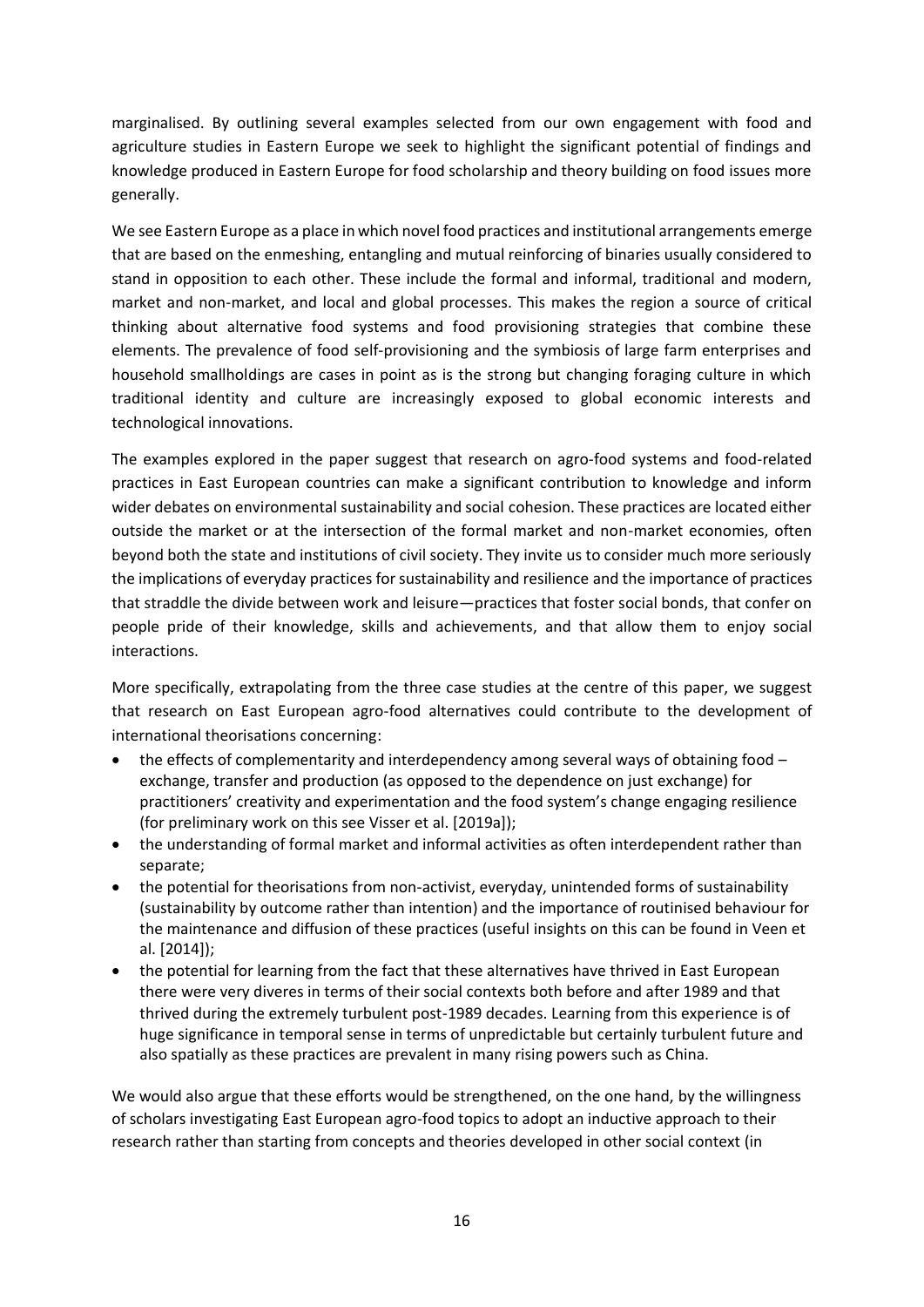marginalised. By outlining several examples selected from our own engagement with food and agriculture studies in Eastern Europe we seek to highlight the significant potential of findings and knowledge produced in Eastern Europe for food scholarship and theory building on food issues more generally.

We see Eastern Europe as a place in which novel food practices and institutional arrangements emerge that are based on the enmeshing, entangling and mutual reinforcing of binaries usually considered to stand in opposition to each other. These include the formal and informal, traditional and modern, market and non-market, and local and global processes. This makes the region a source of critical thinking about alternative food systems and food provisioning strategies that combine these elements. The prevalence of food self-provisioning and the symbiosis of large farm enterprises and household smallholdings are cases in point as is the strong but changing foraging culture in which traditional identity and culture are increasingly exposed to global economic interests and technological innovations.

The examples explored in the paper suggest that research on agro-food systems and food-related practices in East European countries can make a significant contribution to knowledge and inform wider debates on environmental sustainability and social cohesion. These practices are located either outside the market or at the intersection of the formal market and non-market economies, often beyond both the state and institutions of civil society. They invite us to consider much more seriously the implications of everyday practices for sustainability and resilience and the importance of practices that straddle the divide between work and leisure—practices that foster social bonds, that confer on people pride of their knowledge, skills and achievements, and that allow them to enjoy social interactions.

More specifically, extrapolating from the three case studies at the centre of this paper, we suggest that research on East European agro-food alternatives could contribute to the development of international theorisations concerning:

- the effects of complementarity and interdependency among several ways of obtaining food – exchange, transfer and production (as opposed to the dependence on just exchange) for practitioners' creativity and experimentation and the food system's change engaging resilience (for preliminary work on this see Visser et al. [2019a]);
- the understanding of formal market and informal activities as often interdependent rather than separate;
- the potential for theorisations from non-activist, everyday, unintended forms of sustainability (sustainability by outcome rather than intention) and the importance of routinised behaviour for the maintenance and diffusion of these practices (useful insights on this can be found in Veen et al. [2014]);
- the potential for learning from the fact that these alternatives have thrived in East European there were very diveres in terms of their social contexts both before and after 1989 and that thrived during the extremely turbulent post-1989 decades. Learning from this experience is of huge significance in temporal sense in terms of unpredictable but certainly turbulent future and also spatially as these practices are prevalent in many rising powers such as China.

We would also argue that these efforts would be strengthened, on the one hand, by the willingness of scholars investigating East European agro-food topics to adopt an inductive approach to their research rather than starting from concepts and theories developed in other social context (in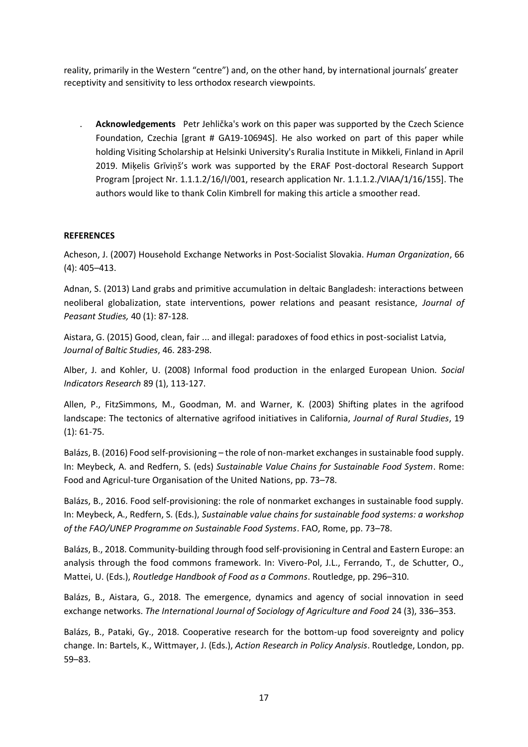reality, primarily in the Western "centre") and, on the other hand, by international journals' greater receptivity and sensitivity to less orthodox research viewpoints.

. **Acknowledgements** Petr Jehlička's work on this paper was supported by the Czech Science Foundation, Czechia [grant # GA19-10694S]. He also worked on part of this paper while holding Visiting Scholarship at Helsinki University's Ruralia Institute in Mikkeli, Finland in April 2019. Miķelis Grīviņš's work was supported by the ERAF Post-doctoral Research Support Program [project Nr. 1.1.1.2/16/I/001, research application Nr. 1.1.1.2./VIAA/1/16/155]. The authors would like to thank Colin Kimbrell for making this article a smoother read.

**REFERENCES**

Acheson, J. (2007) Household Exchange Networks in Post-Socialist Slovakia. *Human Organization*, 66 (4): 405–413.

Adnan, S. (2013) Land grabs and primitive accumulation in deltaic Bangladesh: interactions between neoliberal globalization, state interventions, power relations and peasant resistance, *Journal of Peasant Studies,* 40 (1): 87-128.

Aistara, G. (2015) Good, clean, fair ... and illegal: paradoxes of food ethics in post-socialist Latvia, *Journal of Baltic Studies*, 46. 283-298.

Alber, J. and Kohler, U. (2008) Informal food production in the enlarged European Union. *Social Indicators Research* 89 (1), 113-127.

Allen, P., FitzSimmons, M., Goodman, M. and Warner, K. (2003) Shifting plates in the agrifood landscape: The tectonics of alternative agrifood initiatives in California, *Journal of Rural Studies*, 19 (1): 61-75.

Balázs, B. (2016) Food self-provisioning – the role of non-market exchanges in sustainable food supply. In: Meybeck, A. and Redfern, S. (eds) *Sustainable Value Chains for Sustainable Food System*. Rome: Food and Agricul-ture Organisation of the United Nations, pp. 73–78.

Balázs, B., 2016. Food self-provisioning: the role of nonmarket exchanges in sustainable food supply. In: Meybeck, A., Redfern, S. (Eds.), *Sustainable value chains for sustainable food systems: a workshop of the FAO/UNEP Programme on Sustainable Food Systems*. FAO, Rome, pp. 73–78.

Balázs, B., 2018. Community-building through food self-provisioning in Central and Eastern Europe: an analysis through the food commons framework. In: Vivero-Pol, J.L., Ferrando, T., de Schutter, O., Mattei, U. (Eds.), *Routledge Handbook of Food as a Commons*. Routledge, pp. 296–310.

Balázs, B., Aistara, G., 2018. The emergence, dynamics and agency of social innovation in seed exchange networks. *The International Journal of Sociology of Agriculture and Food* 24 (3), 336–353.

Balázs, B., Pataki, Gy., 2018. Cooperative research for the bottom-up food sovereignty and policy change. In: Bartels, K., Wittmayer, J. (Eds.), *Action Research in Policy Analysis*. Routledge, London, pp. 59–83.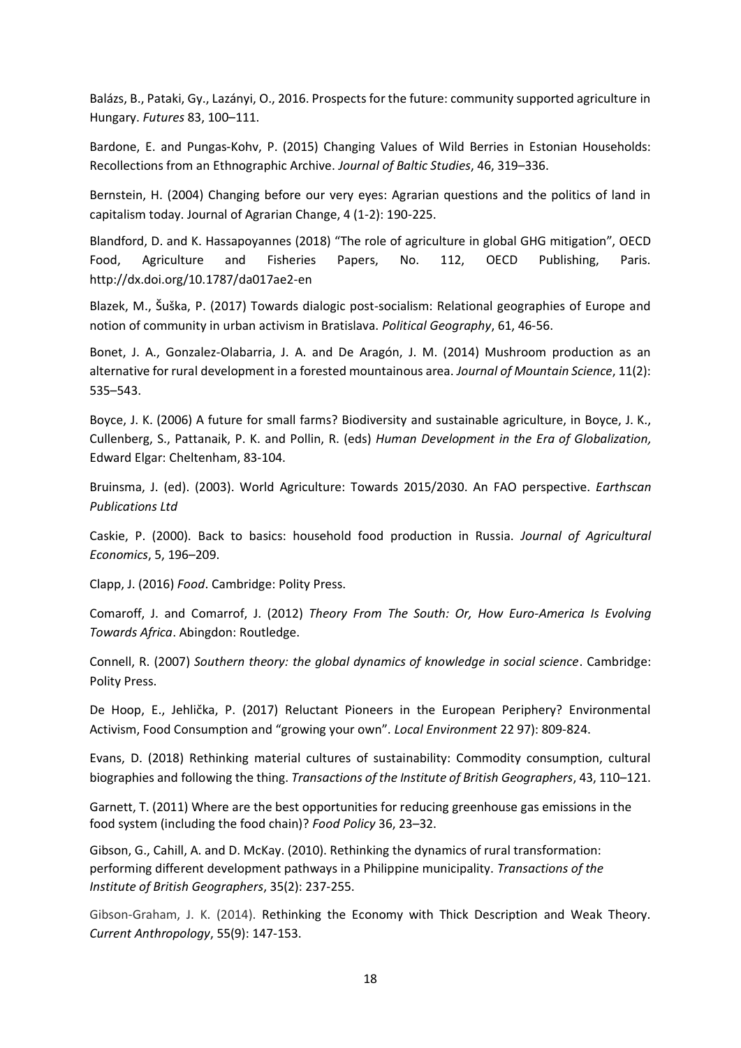Balázs, B., Pataki, Gy., Lazányi, O., 2016. Prospects for the future: community supported agriculture in Hungary. *Futures* 83, 100–111.

Bardone, E. and Pungas-Kohv, P. (2015) Changing Values of Wild Berries in Estonian Households: Recollections from an Ethnographic Archive. *Journal of Baltic Studies*, 46, 319–336.

Bernstein, H. (2004) Changing before our very eyes: Agrarian questions and the politics of land in capitalism today. Journal of Agrarian Change, 4 (1-2): 190-225.

Blandford, D. and K. Hassapoyannes (2018) "The role of agriculture in global GHG mitigation", OECD Food, Agriculture and Fisheries Papers, No. 112, OECD Publishing, Paris. http://dx.doi.org/10.1787/da017ae2-en

Blazek, M., Šuška, P. (2017) Towards dialogic post-socialism: Relational geographies of Europe and notion of community in urban activism in Bratislava. *Political Geography*, 61, 46-56.

Bonet, J. A., Gonzalez-Olabarria, J. A. and De Aragón, J. M. (2014) Mushroom production as an alternative for rural development in a forested mountainous area. *Journal of Mountain Science*, 11(2): 535–543.

Boyce, J. K. (2006) A future for small farms? Biodiversity and sustainable agriculture, in Boyce, J. K., Cullenberg, S., Pattanaik, P. K. and Pollin, R. (eds) *Human Development in the Era of Globalization,* Edward Elgar: Cheltenham, 83-104.

Bruinsma, J. (ed). (2003). World Agriculture: Towards 2015/2030. An FAO perspective. *Earthscan Publications Ltd*

Caskie, P. (2000). Back to basics: household food production in Russia. *Journal of Agricultural Economics*, 5, 196–209.

Clapp, J. (2016) *Food*. Cambridge: Polity Press.

Comaroff, J. and Comarrof, J. (2012) *Theory From The South: Or, How Euro-America Is Evolving Towards Africa*. Abingdon: Routledge.

Connell, R. (2007) *Southern theory: the global dynamics of knowledge in social science*. Cambridge: Polity Press.

De Hoop, E., Jehlička, P. (2017) Reluctant Pioneers in the European Periphery? Environmental Activism, Food Consumption and "growing your own". *Local Environment* 22 97): 809-824.

Evans, D. (2018) Rethinking material cultures of sustainability: Commodity consumption, cultural biographies and following the thing. *Transactions of the Institute of British Geographers*, 43, 110–121.

Garnett, T. (2011) Where are the best opportunities for reducing greenhouse gas emissions in the food system (including the food chain)? *Food Policy* 36, 23–32.

Gibson, G., Cahill, A. and D. McKay. (2010). Rethinking the dynamics of rural transformation: performing different development pathways in a Philippine municipality. *Transactions of the Institute of British Geographers*, 35(2): 237-255.

Gibson-Graham, J. K. (2014). Rethinking the Economy with Thick Description and Weak Theory. *Current Anthropology*, 55(9): 147-153.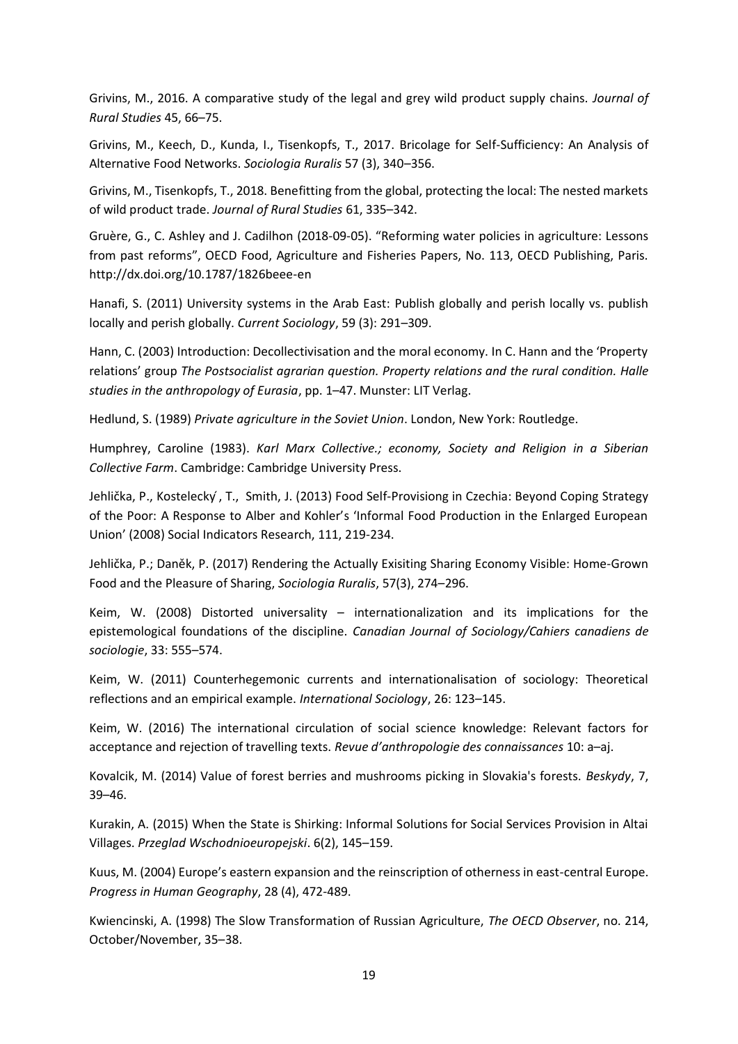Grivins, M., 2016. A comparative study of the legal and grey wild product supply chains. *Journal of Rural Studies* 45, 66–75.

Grivins, M., Keech, D., Kunda, I., Tisenkopfs, T., 2017. Bricolage for Self-Sufficiency: An Analysis of Alternative Food Networks. *Sociologia Ruralis* 57 (3), 340–356.

Grivins, M., Tisenkopfs, T., 2018. Benefitting from the global, protecting the local: The nested markets of wild product trade. *Journal of Rural Studies* 61, 335–342.

Gruère, G., C. Ashley and J. Cadilhon (2018-09-05). "Reforming water policies in agriculture: Lessons from past reforms", OECD Food, Agriculture and Fisheries Papers, No. 113, OECD Publishing, Paris. http://dx.doi.org/10.1787/1826beee-en

Hanafi, S. (2011) University systems in the Arab East: Publish globally and perish locally vs. publish locally and perish globally. *Current Sociology*, 59 (3): 291–309.

Hann, C. (2003) Introduction: Decollectivisation and the moral economy. In C. Hann and the 'Property relations' group *The Postsocialist agrarian question. Property relations and the rural condition. Halle studies in the anthropology of Eurasia*, pp. 1–47. Munster: LIT Verlag.

Hedlund, S. (1989) *Private agriculture in the Soviet Union*. London, New York: Routledge.

Humphrey, Caroline (1983). *Karl Marx Collective.; economy, Society and Religion in a Siberian Collective Farm*. Cambridge: Cambridge University Press.

Jehlička, P., Kostelecký, T., Smith, J. (2013) Food Self-Provisiong in Czechia: Beyond Coping Strategy of the Poor: A Response to Alber and Kohler's 'Informal Food Production in the Enlarged European Union' (2008) Social Indicators Research, 111, 219-234.

Jehlička, P.; Daněk, P. (2017) Rendering the Actually Exisiting Sharing Economy Visible: Home-Grown Food and the Pleasure of Sharing, *Sociologia Ruralis*, 57(3), 274–296.

Keim, W. (2008) Distorted universality – internationalization and its implications for the epistemological foundations of the discipline. *Canadian Journal of Sociology/Cahiers canadiens de sociologie*, 33: 555–574.

Keim, W. (2011) Counterhegemonic currents and internationalisation of sociology: Theoretical reflections and an empirical example. *International Sociology*, 26: 123–145.

Keim, W. (2016) The international circulation of social science knowledge: Relevant factors for acceptance and rejection of travelling texts. *Revue d'anthropologie des connaissances* 10: a–aj.

Kovalcik, M. (2014) Value of forest berries and mushrooms picking in Slovakia's forests. *Beskydy*, 7, 39–46.

Kurakin, A. (2015) When the State is Shirking: Informal Solutions for Social Services Provision in Altai Villages. *Przeglad Wschodnioeuropejski*. 6(2), 145–159.

Kuus, M. (2004) Europe's eastern expansion and the reinscription of otherness in east-central Europe. *Progress in Human Geography*, 28 (4), 472-489.

Kwiencinski, A. (1998) The Slow Transformation of Russian Agriculture, *The OECD Observer*, no. 214, October/November, 35–38.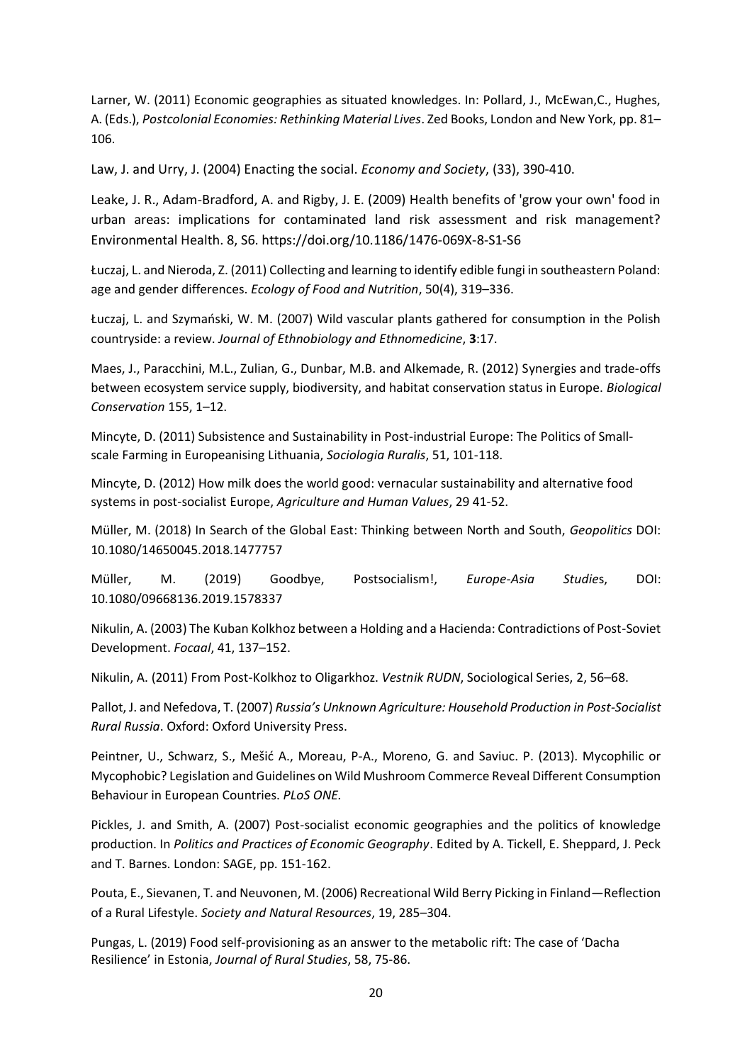Larner, W. (2011) Economic geographies as situated knowledges. In: Pollard, J., McEwan,C., Hughes, A. (Eds.), *Postcolonial Economies: Rethinking Material Lives*. Zed Books, London and New York, pp. 81–106.

Law, J. and Urry, J. (2004) Enacting the social. *Economy and Society*, (33), 390-410.

Leake, J. R., Adam-Bradford, A. and Rigby, J. E. (2009) Health benefits of 'grow your own' food in urban areas: implications for contaminated land risk assessment and risk management? Environmental Health. 8, S6. https://doi.org/10.1186/1476-069X-8-S1-S6

Łuczaj, L. and Nieroda, Z. (2011) Collecting and learning to identify edible fungi in southeastern Poland: age and gender differences. *Ecology of Food and Nutrition*, 50(4), 319–336.

Łuczaj, L. and Szymański, W. M. (2007) Wild vascular plants gathered for consumption in the Polish countryside: a review. *Journal of Ethnobiology and Ethnomedicine*, **3**:17.

Maes, J., Paracchini, M.L., Zulian, G., Dunbar, M.B. and Alkemade, R. (2012) Synergies and trade-offs between ecosystem service supply, biodiversity, and habitat conservation status in Europe. *Biological Conservation* 155, 1–12.

Mincyte, D. (2011) Subsistence and Sustainability in Post-industrial Europe: The Politics of Small-scale Farming in Europeanising Lithuania, *Sociologia Ruralis*, 51, 101-118.

Mincyte, D. (2012) How milk does the world good: vernacular sustainability and alternative food systems in post-socialist Europe, *Agriculture and Human Values*, 29 41-52.

Müller, M. (2018) In Search of the Global East: Thinking between North and South, *Geopolitics* DOI: 10.1080/14650045.2018.1477757

Müller, M. (2019) Goodbye, Postsocialism!, *Europe-Asia Studies*, DOI: 10.1080/09668136.2019.1578337

Nikulin, A. (2003) The Kuban Kolkhoz between a Holding and a Hacienda: Contradictions of Post-Soviet Development. *Focaal*, 41, 137–152.

Nikulin, A. (2011) From Post-Kolkhoz to Oligarkhoz. *Vestnik RUDN*, Sociological Series, 2, 56–68.

Pallot, J. and Nefedova, T. (2007) *Russia's Unknown Agriculture: Household Production in Post-Socialist Rural Russia*. Oxford: Oxford University Press.

Peintner, U., Schwarz, S., Mešić A., Moreau, P-A., Moreno, G. and Saviuc. P. (2013). Mycophilic or Mycophobic? Legislation and Guidelines on Wild Mushroom Commerce Reveal Different Consumption Behaviour in European Countries. *PLoS ONE.*

Pickles, J. and Smith, A. (2007) Post-socialist economic geographies and the politics of knowledge production. In *Politics and Practices of Economic Geography*. Edited by A. Tickell, E. Sheppard, J. Peck and T. Barnes. London: SAGE, pp. 151-162.

Pouta, E., Sievanen, T. and Neuvonen, M. (2006) Recreational Wild Berry Picking in Finland—Reflection of a Rural Lifestyle. *Society and Natural Resources*, 19, 285–304.

Pungas, L. (2019) Food self-provisioning as an answer to the metabolic rift: The case of 'Dacha Resilience' in Estonia, *Journal of Rural Studies*, 58, 75-86.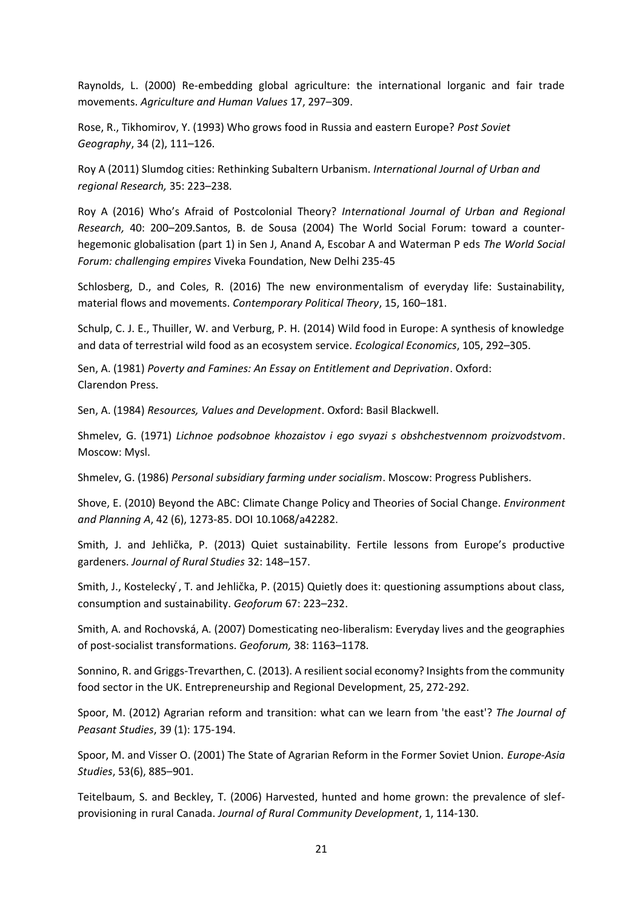Raynolds, L. (2000) Re-embedding global agriculture: the international lorganic and fair trade movements. *Agriculture and Human Values* 17, 297–309.

Rose, R., Tikhomirov, Y. (1993) Who grows food in Russia and eastern Europe? *Post Soviet Geography*, 34 (2), 111–126.

Roy A (2011) Slumdog cities: Rethinking Subaltern Urbanism. *International Journal of Urban and regional Research,* 35: 223–238.

Roy A (2016) Who's Afraid of Postcolonial Theory? *International Journal of Urban and Regional Research,* 40: 200–209.Santos, B. de Sousa (2004) The World Social Forum: toward a counter-hegemonic globalisation (part 1) in Sen J, Anand A, Escobar A and Waterman P eds *The World Social Forum: challenging empires* Viveka Foundation, New Delhi 235-45

Schlosberg, D., and Coles, R. (2016) The new environmentalism of everyday life: Sustainability, material flows and movements. *Contemporary Political Theory*, 15, 160–181.

Schulp, C. J. E., Thuiller, W. and Verburg, P. H. (2014) Wild food in Europe: A synthesis of knowledge and data of terrestrial wild food as an ecosystem service. *Ecological Economics*, 105, 292–305.

Sen, A. (1981) *Poverty and Famines: An Essay on Entitlement and Deprivation*. Oxford: Clarendon Press.

Sen, A. (1984) *Resources, Values and Development*. Oxford: Basil Blackwell.

Shmelev, G. (1971) *Lichnoe podsobnoe khozaistov i ego svyazi s obshchestvennom proizvodstvom*. Moscow: Mysl.

Shmelev, G. (1986) *Personal subsidiary farming under socialism*. Moscow: Progress Publishers.

Shove, E. (2010) Beyond the ABC: Climate Change Policy and Theories of Social Change. *Environment and Planning A*, 42 (6), 1273-85. DOI 10.1068/a42282.

Smith, J. and Jehlička, P. (2013) Quiet sustainability. Fertile lessons from Europe's productive gardeners. *Journal of Rural Studies* 32: 148–157.

Smith, J., Kostelecký, T. and Jehlička, P. (2015) Quietly does it: questioning assumptions about class, consumption and sustainability. *Geoforum* 67: 223–232.

Smith, A. and Rochovská, A. (2007) Domesticating neo-liberalism: Everyday lives and the geographies of post-socialist transformations. *Geoforum,* 38: 1163–1178.

Sonnino, R. and Griggs-Trevarthen, C. (2013). A resilient social economy? Insights from the community food sector in the UK. Entrepreneurship and Regional Development, 25, 272-292.

Spoor, M. (2012) Agrarian reform and transition: what can we learn from 'the east'? *The Journal of Peasant Studies*, 39 (1): 175-194.

Spoor, M. and Visser O. (2001) The State of Agrarian Reform in the Former Soviet Union. *Europe-Asia Studies*, 53(6), 885–901.

Teitelbaum, S. and Beckley, T. (2006) Harvested, hunted and home grown: the prevalence of slef-provisioning in rural Canada. *Journal of Rural Community Development*, 1, 114-130.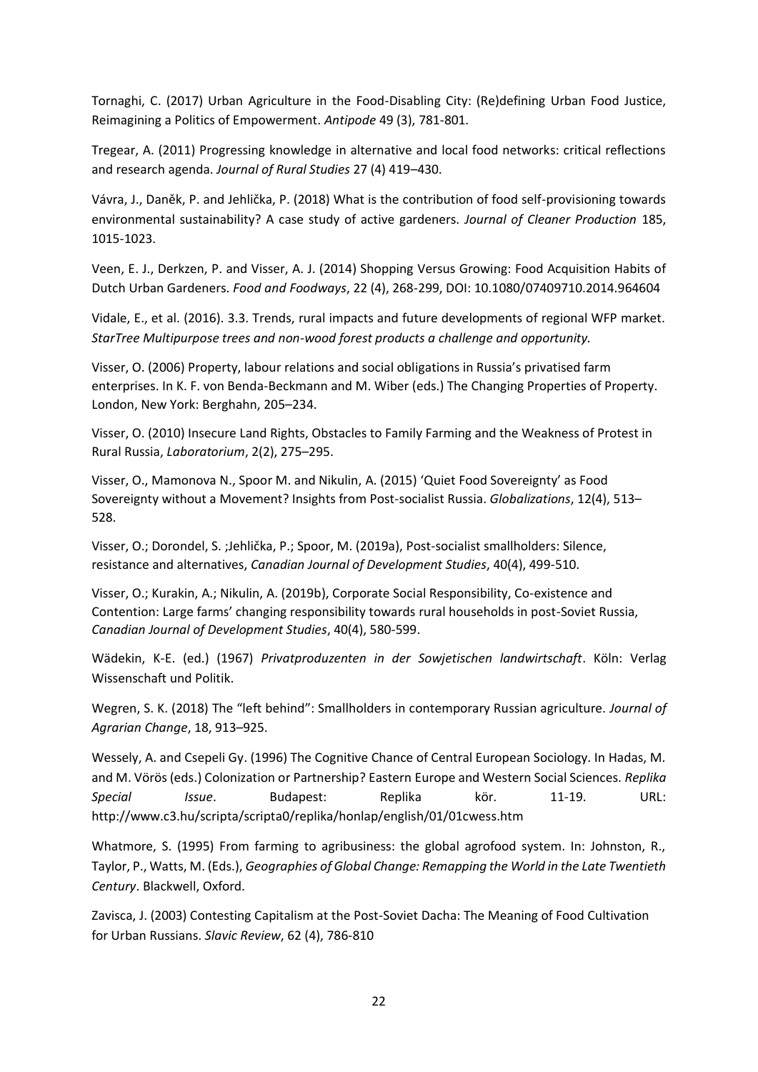Tornaghi, C. (2017) Urban Agriculture in the Food-Disabling City: (Re)defining Urban Food Justice, Reimagining a Politics of Empowerment. *Antipode* 49 (3), 781-801.

Tregear, A. (2011) Progressing knowledge in alternative and local food networks: critical reflections and research agenda. *Journal of Rural Studies* 27 (4) 419–430.

Vávra, J., Daněk, P. and Jehlička, P. (2018) What is the contribution of food self-provisioning towards environmental sustainability? A case study of active gardeners. *Journal of Cleaner Production* 185, 1015-1023.

Veen, E. J., Derkzen, P. and Visser, A. J. (2014) Shopping Versus Growing: Food Acquisition Habits of Dutch Urban Gardeners. *Food and Foodways*, 22 (4), 268-299, DOI: 10.1080/07409710.2014.964604

Vidale, E., et al. (2016). 3.3. Trends, rural impacts and future developments of regional WFP market. *StarTree Multipurpose trees and non-wood forest products a challenge and opportunity.*

Visser, O. (2006) Property, labour relations and social obligations in Russia's privatised farm enterprises. In K. F. von Benda-Beckmann and M. Wiber (eds.) The Changing Properties of Property. London, New York: Berghahn, 205–234.

Visser, O. (2010) Insecure Land Rights, Obstacles to Family Farming and the Weakness of Protest in Rural Russia, *Laboratorium*, 2(2), 275–295.

Visser, O., Mamonova N., Spoor M. and Nikulin, A. (2015) 'Quiet Food Sovereignty' as Food Sovereignty without a Movement? Insights from Post-socialist Russia. *Globalizations*, 12(4), 513–528.

Visser, O.; Dorondel, S. ;Jehlička, P.; Spoor, M. (2019a), Post-socialist smallholders: Silence, resistance and alternatives, *Canadian Journal of Development Studies*, 40(4), 499-510.

Visser, O.; Kurakin, A.; Nikulin, A. (2019b), Corporate Social Responsibility, Co-existence and Contention: Large farms' changing responsibility towards rural households in post-Soviet Russia, *Canadian Journal of Development Studies*, 40(4), 580-599.

Wädekin, K-E. (ed.) (1967) *Privatproduzenten in der Sowjetischen landwirtschaft*. Köln: Verlag Wissenschaft und Politik.

Wegren, S. K. (2018) The "left behind": Smallholders in contemporary Russian agriculture. *Journal of Agrarian Change*, 18, 913–925.

Wessely, A. and Csepeli Gy. (1996) The Cognitive Chance of Central European Sociology. In Hadas, M. and M. Vörös (eds.) Colonization or Partnership? Eastern Europe and Western Social Sciences. *Replika Special Issue*. Budapest: Replika kör. 11-19. URL: http://www.c3.hu/scripta/scripta0/replika/honlap/english/01/01cwess.htm

Whatmore, S. (1995) From farming to agribusiness: the global agrofood system. In: Johnston, R., Taylor, P., Watts, M. (Eds.), *Geographies of Global Change: Remapping the World in the Late Twentieth Century*. Blackwell, Oxford.

Zavisca, J. (2003) Contesting Capitalism at the Post-Soviet Dacha: The Meaning of Food Cultivation for Urban Russians. *Slavic Review*, 62 (4), 786-810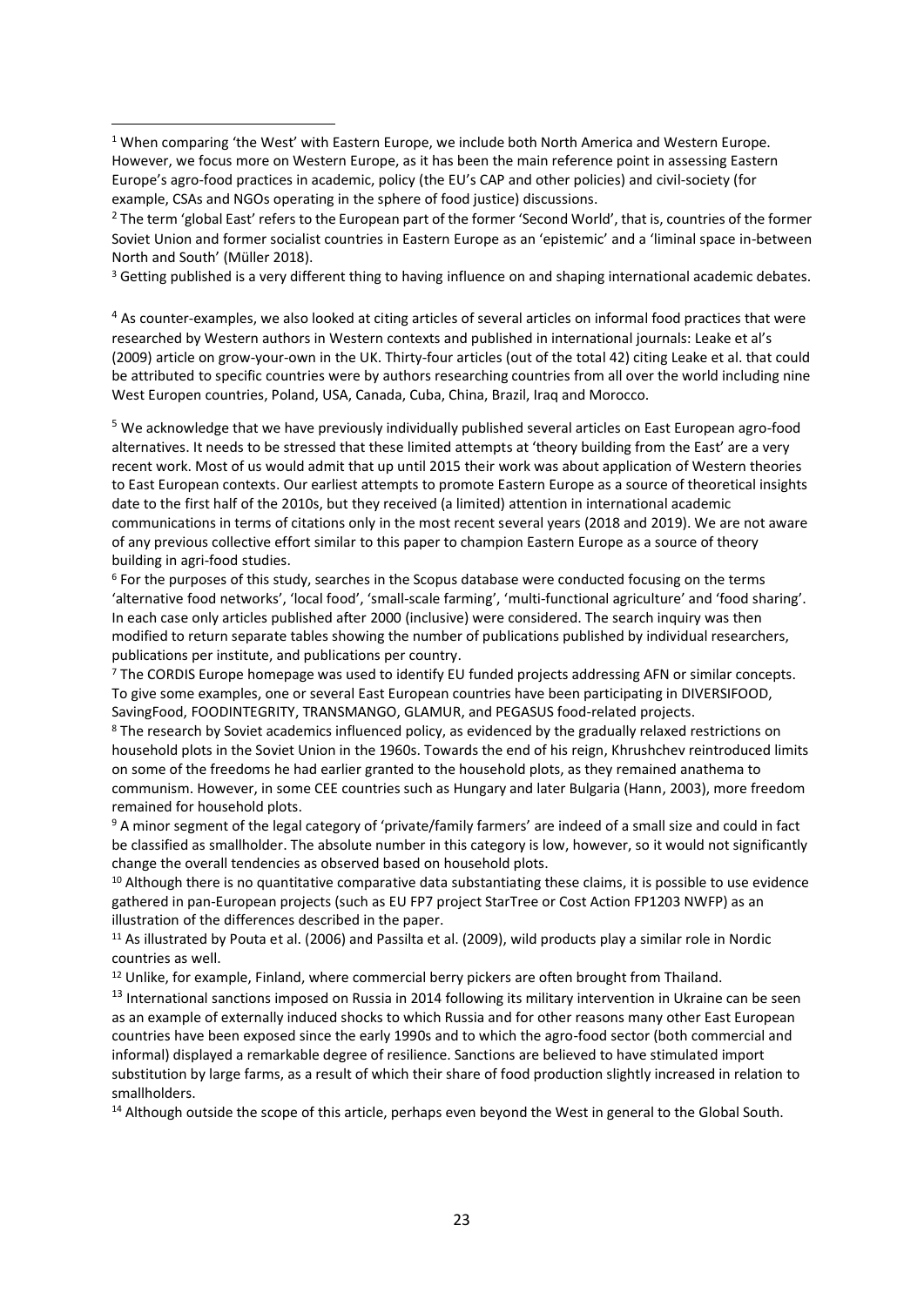[1] When comparing 'the West' with Eastern Europe, we include both North America and Western Europe. However, we focus more on Western Europe, as it has been the main reference point in assessing Eastern Europe's agro-food practices in academic, policy (the EU's CAP and other policies) and civil-society (for example, CSAs and NGOs operating in the sphere of food justice) discussions.

[2] The term 'global East' refers to the European part of the former 'Second World', that is, countries of the former Soviet Union and former socialist countries in Eastern Europe as an 'epistemic' and a 'liminal space in-between North and South' (Müller 2018).

[3] Getting published is a very different thing to having influence on and shaping international academic debates.

[4] As counter-examples, we also looked at citing articles of several articles on informal food practices that were researched by Western authors in Western contexts and published in international journals: Leake et al's (2009) article on grow-your-own in the UK. Thirty-four articles (out of the total 42) citing Leake et al. that could be attributed to specific countries were by authors researching countries from all over the world including nine West Europen countries, Poland, USA, Canada, Cuba, China, Brazil, Iraq and Morocco.

[5] We acknowledge that we have previously individually published several articles on East European agro-food alternatives. It needs to be stressed that these limited attempts at 'theory building from the East' are a very recent work. Most of us would admit that up until 2015 their work was about application of Western theories to East European contexts. Our earliest attempts to promote Eastern Europe as a source of theoretical insights date to the first half of the 2010s, but they received (a limited) attention in international academic communications in terms of citations only in the most recent several years (2018 and 2019). We are not aware of any previous collective effort similar to this paper to champion Eastern Europe as a source of theory building in agri-food studies.

[6] For the purposes of this study, searches in the Scopus database were conducted focusing on the terms 'alternative food networks', 'local food', 'small-scale farming', 'multi-functional agriculture' and 'food sharing'. In each case only articles published after 2000 (inclusive) were considered. The search inquiry was then modified to return separate tables showing the number of publications published by individual researchers, publications per institute, and publications per country.

[7] The CORDIS Europe homepage was used to identify EU funded projects addressing AFN or similar concepts. To give some examples, one or several East European countries have been participating in DIVERSIFOOD, SavingFood, FOODINTEGRITY, TRANSMANGO, GLAMUR, and PEGASUS food-related projects.

[8] The research by Soviet academics influenced policy, as evidenced by the gradually relaxed restrictions on household plots in the Soviet Union in the 1960s. Towards the end of his reign, Khrushchev reintroduced limits on some of the freedoms he had earlier granted to the household plots, as they remained anathema to communism. However, in some CEE countries such as Hungary and later Bulgaria (Hann, 2003), more freedom remained for household plots.

[9] A minor segment of the legal category of 'private/family farmers' are indeed of a small size and could in fact be classified as smallholder. The absolute number in this category is low, however, so it would not significantly change the overall tendencies as observed based on household plots.

[10] Although there is no quantitative comparative data substantiating these claims, it is possible to use evidence gathered in pan-European projects (such as EU FP7 project StarTree or Cost Action FP1203 NWFP) as an illustration of the differences described in the paper.

[11] As illustrated by Pouta et al. (2006) and Passilta et al. (2009), wild products play a similar role in Nordic countries as well.

[12] Unlike, for example, Finland, where commercial berry pickers are often brought from Thailand.

[13] International sanctions imposed on Russia in 2014 following its military intervention in Ukraine can be seen as an example of externally induced shocks to which Russia and for other reasons many other East European countries have been exposed since the early 1990s and to which the agro-food sector (both commercial and informal) displayed a remarkable degree of resilience. Sanctions are believed to have stimulated import substitution by large farms, as a result of which their share of food production slightly increased in relation to smallholders.

[14] Although outside the scope of this article, perhaps even beyond the West in general to the Global South.